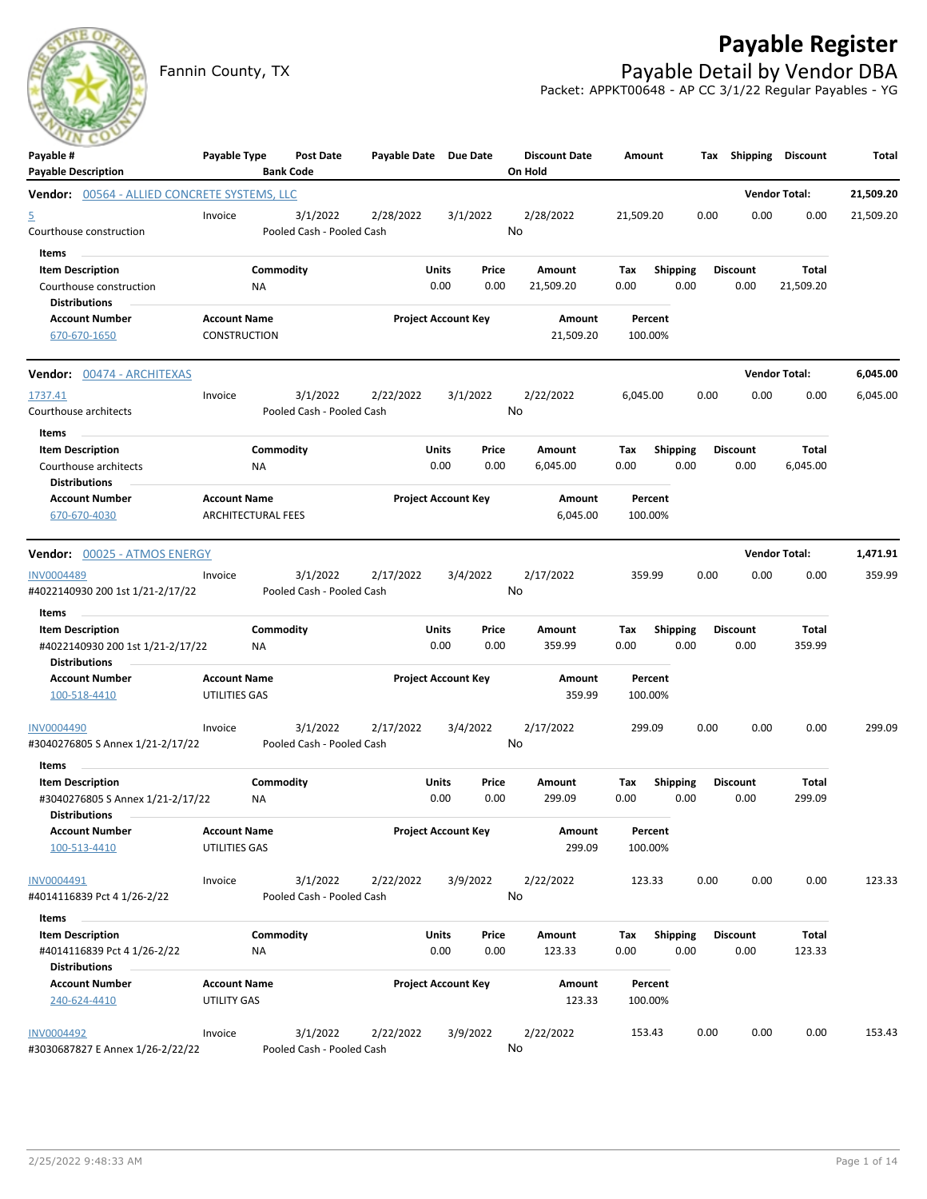# Payable Register

Fannin County, TX

## Payable Detail by Vendor DBA

Packet: APPKT00648 - AP CC 3/1/22 Regular Payables - YG

| Payable # / Payable Description | Payable Type | Post Date / Bank Code | Payable Date | Due Date | Discount Date / On Hold | Amount | Tax | Shipping | Discount | Total |
|---|---|---|---|---|---|---|---|---|---|---|

**Vendor: 00564 - ALLIED CONCRETE SYSTEMS, LLC** — Vendor Total: **21,509.20**

| Payable # | Payable Type | Post Date | Payable Date | Due Date | Discount Date | Amount | Tax | Shipping | Discount | Total |
|---|---|---|---|---|---|---|---|---|---|---|
| 5 | Invoice | 3/1/2022 | 2/28/2022 | 3/1/2022 | 2/28/2022 | 21,509.20 | 0.00 | 0.00 | 0.00 | 21,509.20 |
| Courthouse construction | | Pooled Cash - Pooled Cash | | | No | | | | | |

Items

| Item Description | Commodity | Units | Price | Amount | Tax | Shipping | Discount | Total |
|---|---|---|---|---|---|---|---|---|
| Courthouse construction | NA | 0.00 | 0.00 | 21,509.20 | 0.00 | 0.00 | 0.00 | 21,509.20 |

Distributions

| Account Number | Account Name | Project Account Key | Amount | Percent |
|---|---|---|---|---|
| 670-670-1650 | CONSTRUCTION | | 21,509.20 | 100.00% |

**Vendor: 00474 - ARCHITEXAS** — Vendor Total: **6,045.00**

| Payable # | Payable Type | Post Date | Payable Date | Due Date | Discount Date | Amount | Tax | Shipping | Discount | Total |
|---|---|---|---|---|---|---|---|---|---|---|
| 1737.41 | Invoice | 3/1/2022 | 2/22/2022 | 3/1/2022 | 2/22/2022 | 6,045.00 | 0.00 | 0.00 | 0.00 | 6,045.00 |
| Courthouse architects | | Pooled Cash - Pooled Cash | | | No | | | | | |

Items

| Item Description | Commodity | Units | Price | Amount | Tax | Shipping | Discount | Total |
|---|---|---|---|---|---|---|---|---|
| Courthouse architects | NA | 0.00 | 0.00 | 6,045.00 | 0.00 | 0.00 | 0.00 | 6,045.00 |

Distributions

| Account Number | Account Name | Project Account Key | Amount | Percent |
|---|---|---|---|---|
| 670-670-4030 | ARCHITECTURAL FEES | | 6,045.00 | 100.00% |

**Vendor: 00025 - ATMOS ENERGY** — Vendor Total: **1,471.91**

| Payable # | Payable Type | Post Date | Payable Date | Due Date | Discount Date | Amount | Tax | Shipping | Discount | Total |
|---|---|---|---|---|---|---|---|---|---|---|
| INV0004489 | Invoice | 3/1/2022 | 2/17/2022 | 3/4/2022 | 2/17/2022 | 359.99 | 0.00 | 0.00 | 0.00 | 359.99 |
| #4022140930 200 1st 1/21-2/17/22 | | Pooled Cash - Pooled Cash | | | No | | | | | |

Items

| Item Description | Commodity | Units | Price | Amount | Tax | Shipping | Discount | Total |
|---|---|---|---|---|---|---|---|---|
| #4022140930 200 1st 1/21-2/17/22 | NA | 0.00 | 0.00 | 359.99 | 0.00 | 0.00 | 0.00 | 359.99 |

Distributions

| Account Number | Account Name | Project Account Key | Amount | Percent |
|---|---|---|---|---|
| 100-518-4410 | UTILITIES GAS | | 359.99 | 100.00% |

| Payable # | Payable Type | Post Date | Payable Date | Due Date | Discount Date | Amount | Tax | Shipping | Discount | Total |
|---|---|---|---|---|---|---|---|---|---|---|
| INV0004490 | Invoice | 3/1/2022 | 2/17/2022 | 3/4/2022 | 2/17/2022 | 299.09 | 0.00 | 0.00 | 0.00 | 299.09 |
| #3040276805 S Annex 1/21-2/17/22 | | Pooled Cash - Pooled Cash | | | No | | | | | |

Items

| Item Description | Commodity | Units | Price | Amount | Tax | Shipping | Discount | Total |
|---|---|---|---|---|---|---|---|---|
| #3040276805 S Annex 1/21-2/17/22 | NA | 0.00 | 0.00 | 299.09 | 0.00 | 0.00 | 0.00 | 299.09 |

Distributions

| Account Number | Account Name | Project Account Key | Amount | Percent |
|---|---|---|---|---|
| 100-513-4410 | UTILITIES GAS | | 299.09 | 100.00% |

| Payable # | Payable Type | Post Date | Payable Date | Due Date | Discount Date | Amount | Tax | Shipping | Discount | Total |
|---|---|---|---|---|---|---|---|---|---|---|
| INV0004491 | Invoice | 3/1/2022 | 2/22/2022 | 3/9/2022 | 2/22/2022 | 123.33 | 0.00 | 0.00 | 0.00 | 123.33 |
| #4014116839 Pct 4 1/26-2/22 | | Pooled Cash - Pooled Cash | | | No | | | | | |

Items

| Item Description | Commodity | Units | Price | Amount | Tax | Shipping | Discount | Total |
|---|---|---|---|---|---|---|---|---|
| #4014116839 Pct 4 1/26-2/22 | NA | 0.00 | 0.00 | 123.33 | 0.00 | 0.00 | 0.00 | 123.33 |

Distributions

| Account Number | Account Name | Project Account Key | Amount | Percent |
|---|---|---|---|---|
| 240-624-4410 | UTILITY GAS | | 123.33 | 100.00% |

| Payable # | Payable Type | Post Date | Payable Date | Due Date | Discount Date | Amount | Tax | Shipping | Discount | Total |
|---|---|---|---|---|---|---|---|---|---|---|
| INV0004492 | Invoice | 3/1/2022 | 2/22/2022 | 3/9/2022 | 2/22/2022 | 153.43 | 0.00 | 0.00 | 0.00 | 153.43 |
| #3030687827 E Annex 1/26-2/22/22 | | Pooled Cash - Pooled Cash | | | No | | | | | |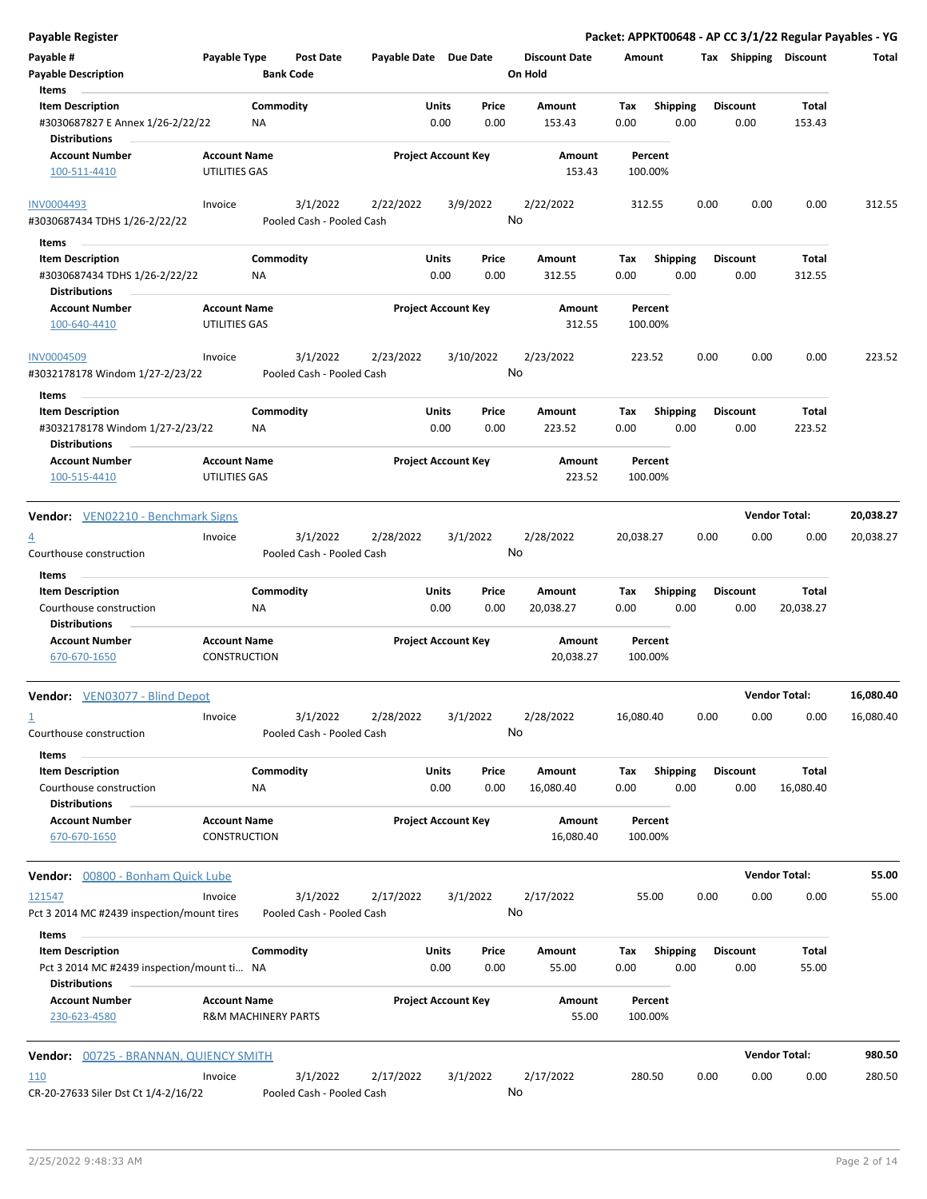**Payable Register** — **Packet: APPKT00648 - AP CC 3/1/22 Regular Payables - YG**

| Payable # / Payable Description | Payable Type | Post Date / Bank Code | Payable Date | Due Date | Discount Date / On Hold | Amount | Tax | Shipping | Discount | Total |
|---|---|---|---|---|---|---|---|---|---|---|

Items

| Item Description | Commodity | Units | Price | Amount | Tax | Shipping | Discount | Total |
|---|---|---|---|---|---|---|---|---|
| #3030687827 E Annex 1/26-2/22/22 | NA | 0.00 | 0.00 | 153.43 | 0.00 | 0.00 | 0.00 | 153.43 |

Distributions

| Account Number | Account Name | Project Account Key | Amount | Percent |
|---|---|---|---|---|
| 100-511-4410 | UTILITIES GAS | | 153.43 | 100.00% |

| Payable # | Payable Type | Post Date | Payable Date | Due Date | Discount Date | Amount | Tax | Shipping | Discount | Total |
|---|---|---|---|---|---|---|---|---|---|---|
| INV0004493 | Invoice | 3/1/2022 | 2/22/2022 | 3/9/2022 | 2/22/2022 | 312.55 | 0.00 | 0.00 | 0.00 | 312.55 |
| #3030687434 TDHS 1/26-2/22/22 | | Pooled Cash - Pooled Cash | | | No | | | | | |

Items

| Item Description | Commodity | Units | Price | Amount | Tax | Shipping | Discount | Total |
|---|---|---|---|---|---|---|---|---|
| #3030687434 TDHS 1/26-2/22/22 | NA | 0.00 | 0.00 | 312.55 | 0.00 | 0.00 | 0.00 | 312.55 |

Distributions

| Account Number | Account Name | Project Account Key | Amount | Percent |
|---|---|---|---|---|
| 100-640-4410 | UTILITIES GAS | | 312.55 | 100.00% |

| Payable # | Payable Type | Post Date | Payable Date | Due Date | Discount Date | Amount | Tax | Shipping | Discount | Total |
|---|---|---|---|---|---|---|---|---|---|---|
| INV0004509 | Invoice | 3/1/2022 | 2/23/2022 | 3/10/2022 | 2/23/2022 | 223.52 | 0.00 | 0.00 | 0.00 | 223.52 |
| #3032178178 Windom 1/27-2/23/22 | | Pooled Cash - Pooled Cash | | | No | | | | | |

Items

| Item Description | Commodity | Units | Price | Amount | Tax | Shipping | Discount | Total |
|---|---|---|---|---|---|---|---|---|
| #3032178178 Windom 1/27-2/23/22 | NA | 0.00 | 0.00 | 223.52 | 0.00 | 0.00 | 0.00 | 223.52 |

Distributions

| Account Number | Account Name | Project Account Key | Amount | Percent |
|---|---|---|---|---|
| 100-515-4410 | UTILITIES GAS | | 223.52 | 100.00% |

**Vendor: VEN02210 - Benchmark Signs** — **Vendor Total: 20,038.27**

| Payable # | Payable Type | Post Date | Payable Date | Due Date | Discount Date | Amount | Tax | Shipping | Discount | Total |
|---|---|---|---|---|---|---|---|---|---|---|
| 4 | Invoice | 3/1/2022 | 2/28/2022 | 3/1/2022 | 2/28/2022 | 20,038.27 | 0.00 | 0.00 | 0.00 | 20,038.27 |
| Courthouse construction | | Pooled Cash - Pooled Cash | | | No | | | | | |

Items

| Item Description | Commodity | Units | Price | Amount | Tax | Shipping | Discount | Total |
|---|---|---|---|---|---|---|---|---|
| Courthouse construction | NA | 0.00 | 0.00 | 20,038.27 | 0.00 | 0.00 | 0.00 | 20,038.27 |

Distributions

| Account Number | Account Name | Project Account Key | Amount | Percent |
|---|---|---|---|---|
| 670-670-1650 | CONSTRUCTION | | 20,038.27 | 100.00% |

**Vendor: VEN03077 - Blind Depot** — **Vendor Total: 16,080.40**

| Payable # | Payable Type | Post Date | Payable Date | Due Date | Discount Date | Amount | Tax | Shipping | Discount | Total |
|---|---|---|---|---|---|---|---|---|---|---|
| 1 | Invoice | 3/1/2022 | 2/28/2022 | 3/1/2022 | 2/28/2022 | 16,080.40 | 0.00 | 0.00 | 0.00 | 16,080.40 |
| Courthouse construction | | Pooled Cash - Pooled Cash | | | No | | | | | |

Items

| Item Description | Commodity | Units | Price | Amount | Tax | Shipping | Discount | Total |
|---|---|---|---|---|---|---|---|---|
| Courthouse construction | NA | 0.00 | 0.00 | 16,080.40 | 0.00 | 0.00 | 0.00 | 16,080.40 |

Distributions

| Account Number | Account Name | Project Account Key | Amount | Percent |
|---|---|---|---|---|
| 670-670-1650 | CONSTRUCTION | | 16,080.40 | 100.00% |

**Vendor: 00800 - Bonham Quick Lube** — **Vendor Total: 55.00**

| Payable # | Payable Type | Post Date | Payable Date | Due Date | Discount Date | Amount | Tax | Shipping | Discount | Total |
|---|---|---|---|---|---|---|---|---|---|---|
| 121547 | Invoice | 3/1/2022 | 2/17/2022 | 3/1/2022 | 2/17/2022 | 55.00 | 0.00 | 0.00 | 0.00 | 55.00 |
| Pct 3 2014 MC #2439 inspection/mount tires | | Pooled Cash - Pooled Cash | | | No | | | | | |

Items

| Item Description | Commodity | Units | Price | Amount | Tax | Shipping | Discount | Total |
|---|---|---|---|---|---|---|---|---|
| Pct 3 2014 MC #2439 inspection/mount ti... | NA | 0.00 | 0.00 | 55.00 | 0.00 | 0.00 | 0.00 | 55.00 |

Distributions

| Account Number | Account Name | Project Account Key | Amount | Percent |
|---|---|---|---|---|
| 230-623-4580 | R&M MACHINERY PARTS | | 55.00 | 100.00% |

**Vendor: 00725 - BRANNAN, QUIENCY SMITH** — **Vendor Total: 980.50**

| Payable # | Payable Type | Post Date | Payable Date | Due Date | Discount Date | Amount | Tax | Shipping | Discount | Total |
|---|---|---|---|---|---|---|---|---|---|---|
| 110 | Invoice | 3/1/2022 | 2/17/2022 | 3/1/2022 | 2/17/2022 | 280.50 | 0.00 | 0.00 | 0.00 | 280.50 |
| CR-20-27633 Siler Dst Ct 1/4-2/16/22 | | Pooled Cash - Pooled Cash | | | No | | | | | |

2/25/2022 9:48:33 AM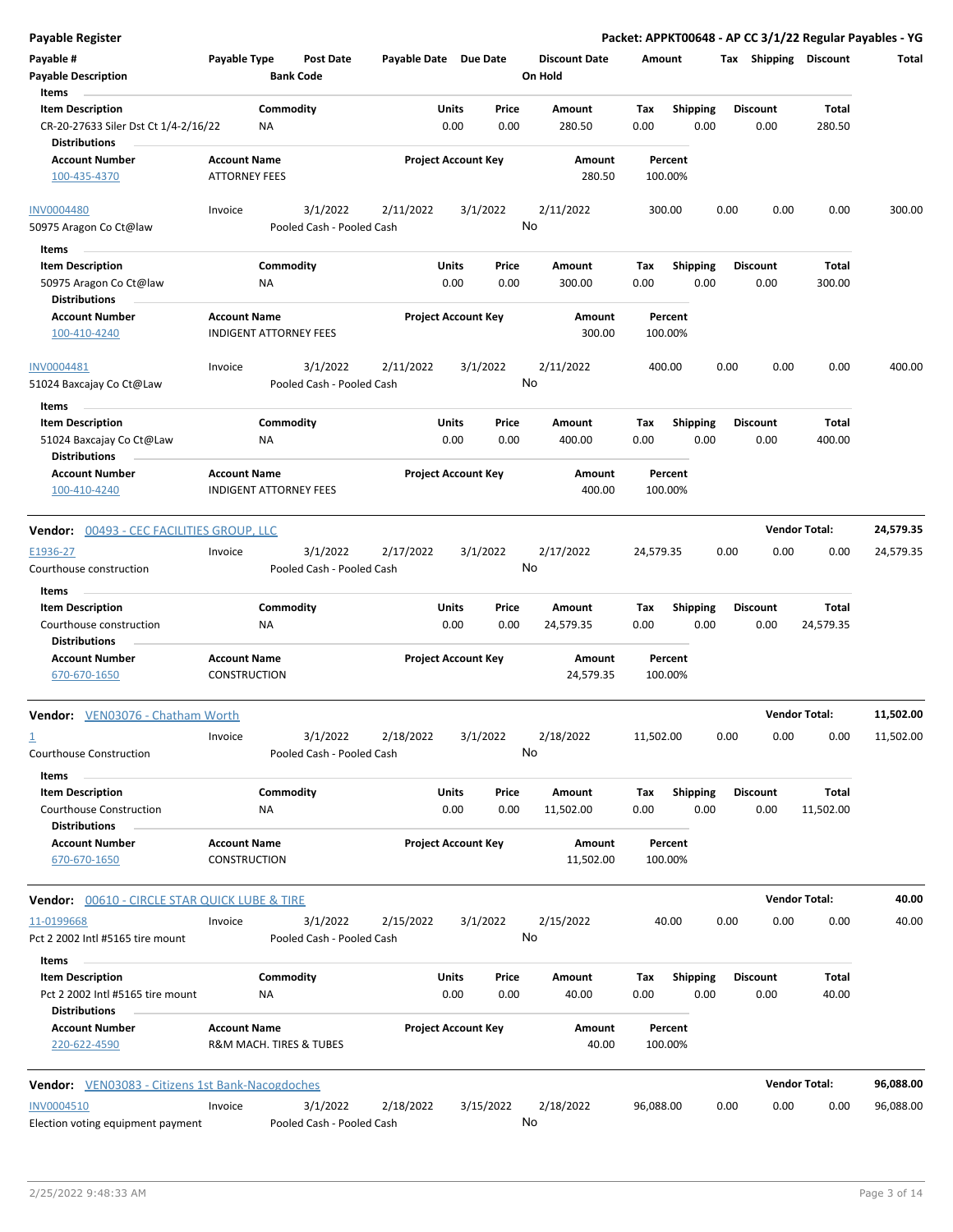# Payable Register

**Packet: APPKT00648 - AP CC 3/1/22 Regular Payables - YG**

| Payable # | Payable Type | Post Date | Payable Date | Due Date | Discount Date | Amount | Tax | Shipping | Discount | Total |
|---|---|---|---|---|---|---|---|---|---|---|
| Payable Description | | Bank Code | | | On Hold | | | | | |

**Items**

| Item Description | Commodity | Units | Price | Amount | Tax | Shipping | Discount | Total |
|---|---|---|---|---|---|---|---|---|
| CR-20-27633 Siler Dst Ct 1/4-2/16/22 | NA | 0.00 | 0.00 | 280.50 | 0.00 | 0.00 | 0.00 | 280.50 |

**Distributions**

| Account Number | Account Name | Project Account Key | Amount | Percent |
|---|---|---|---|---|
| 100-435-4370 | ATTORNEY FEES | | 280.50 | 100.00% |

| Payable # | Payable Type | Post Date | Payable Date | Due Date | Discount Date | Amount | Tax | Shipping | Discount | Total |
|---|---|---|---|---|---|---|---|---|---|---|
| INV0004480 | Invoice | 3/1/2022 | 2/11/2022 | 3/1/2022 | 2/11/2022 | 300.00 | 0.00 | 0.00 | 0.00 | 300.00 |
| 50975 Aragon Co Ct@law | | Pooled Cash - Pooled Cash | | | No | | | | | |

**Items**

| Item Description | Commodity | Units | Price | Amount | Tax | Shipping | Discount | Total |
|---|---|---|---|---|---|---|---|---|
| 50975 Aragon Co Ct@law | NA | 0.00 | 0.00 | 300.00 | 0.00 | 0.00 | 0.00 | 300.00 |

**Distributions**

| Account Number | Account Name | Project Account Key | Amount | Percent |
|---|---|---|---|---|
| 100-410-4240 | INDIGENT ATTORNEY FEES | | 300.00 | 100.00% |

| Payable # | Payable Type | Post Date | Payable Date | Due Date | Discount Date | Amount | Tax | Shipping | Discount | Total |
|---|---|---|---|---|---|---|---|---|---|---|
| INV0004481 | Invoice | 3/1/2022 | 2/11/2022 | 3/1/2022 | 2/11/2022 | 400.00 | 0.00 | 0.00 | 0.00 | 400.00 |
| 51024 Baxcajay Co Ct@Law | | Pooled Cash - Pooled Cash | | | No | | | | | |

**Items**

| Item Description | Commodity | Units | Price | Amount | Tax | Shipping | Discount | Total |
|---|---|---|---|---|---|---|---|---|
| 51024 Baxcajay Co Ct@Law | NA | 0.00 | 0.00 | 400.00 | 0.00 | 0.00 | 0.00 | 400.00 |

**Distributions**

| Account Number | Account Name | Project Account Key | Amount | Percent |
|---|---|---|---|---|
| 100-410-4240 | INDIGENT ATTORNEY FEES | | 400.00 | 100.00% |

## Vendor: 00493 - CEC FACILITIES GROUP, LLC — Vendor Total: 24,579.35

| Payable # | Payable Type | Post Date | Payable Date | Due Date | Discount Date | Amount | Tax | Shipping | Discount | Total |
|---|---|---|---|---|---|---|---|---|---|---|
| E1936-27 | Invoice | 3/1/2022 | 2/17/2022 | 3/1/2022 | 2/17/2022 | 24,579.35 | 0.00 | 0.00 | 0.00 | 24,579.35 |
| Courthouse construction | | Pooled Cash - Pooled Cash | | | No | | | | | |

**Items**

| Item Description | Commodity | Units | Price | Amount | Tax | Shipping | Discount | Total |
|---|---|---|---|---|---|---|---|---|
| Courthouse construction | NA | 0.00 | 0.00 | 24,579.35 | 0.00 | 0.00 | 0.00 | 24,579.35 |

**Distributions**

| Account Number | Account Name | Project Account Key | Amount | Percent |
|---|---|---|---|---|
| 670-670-1650 | CONSTRUCTION | | 24,579.35 | 100.00% |

## Vendor: VEN03076 - Chatham Worth — Vendor Total: 11,502.00

| Payable # | Payable Type | Post Date | Payable Date | Due Date | Discount Date | Amount | Tax | Shipping | Discount | Total |
|---|---|---|---|---|---|---|---|---|---|---|
| 1 | Invoice | 3/1/2022 | 2/18/2022 | 3/1/2022 | 2/18/2022 | 11,502.00 | 0.00 | 0.00 | 0.00 | 11,502.00 |
| Courthouse Construction | | Pooled Cash - Pooled Cash | | | No | | | | | |

**Items**

| Item Description | Commodity | Units | Price | Amount | Tax | Shipping | Discount | Total |
|---|---|---|---|---|---|---|---|---|
| Courthouse Construction | NA | 0.00 | 0.00 | 11,502.00 | 0.00 | 0.00 | 0.00 | 11,502.00 |

**Distributions**

| Account Number | Account Name | Project Account Key | Amount | Percent |
|---|---|---|---|---|
| 670-670-1650 | CONSTRUCTION | | 11,502.00 | 100.00% |

## Vendor: 00610 - CIRCLE STAR QUICK LUBE & TIRE — Vendor Total: 40.00

| Payable # | Payable Type | Post Date | Payable Date | Due Date | Discount Date | Amount | Tax | Shipping | Discount | Total |
|---|---|---|---|---|---|---|---|---|---|---|
| 11-0199668 | Invoice | 3/1/2022 | 2/15/2022 | 3/1/2022 | 2/15/2022 | 40.00 | 0.00 | 0.00 | 0.00 | 40.00 |
| Pct 2 2002 Intl #5165 tire mount | | Pooled Cash - Pooled Cash | | | No | | | | | |

**Items**

| Item Description | Commodity | Units | Price | Amount | Tax | Shipping | Discount | Total |
|---|---|---|---|---|---|---|---|---|
| Pct 2 2002 Intl #5165 tire mount | NA | 0.00 | 0.00 | 40.00 | 0.00 | 0.00 | 0.00 | 40.00 |

**Distributions**

| Account Number | Account Name | Project Account Key | Amount | Percent |
|---|---|---|---|---|
| 220-622-4590 | R&M MACH. TIRES & TUBES | | 40.00 | 100.00% |

## Vendor: VEN03083 - Citizens 1st Bank-Nacogdoches — Vendor Total: 96,088.00

| Payable # | Payable Type | Post Date | Payable Date | Due Date | Discount Date | Amount | Tax | Shipping | Discount | Total |
|---|---|---|---|---|---|---|---|---|---|---|
| INV0004510 | Invoice | 3/1/2022 | 2/18/2022 | 3/15/2022 | 2/18/2022 | 96,088.00 | 0.00 | 0.00 | 0.00 | 96,088.00 |
| Election voting equipment payment | | Pooled Cash - Pooled Cash | | | No | | | | | |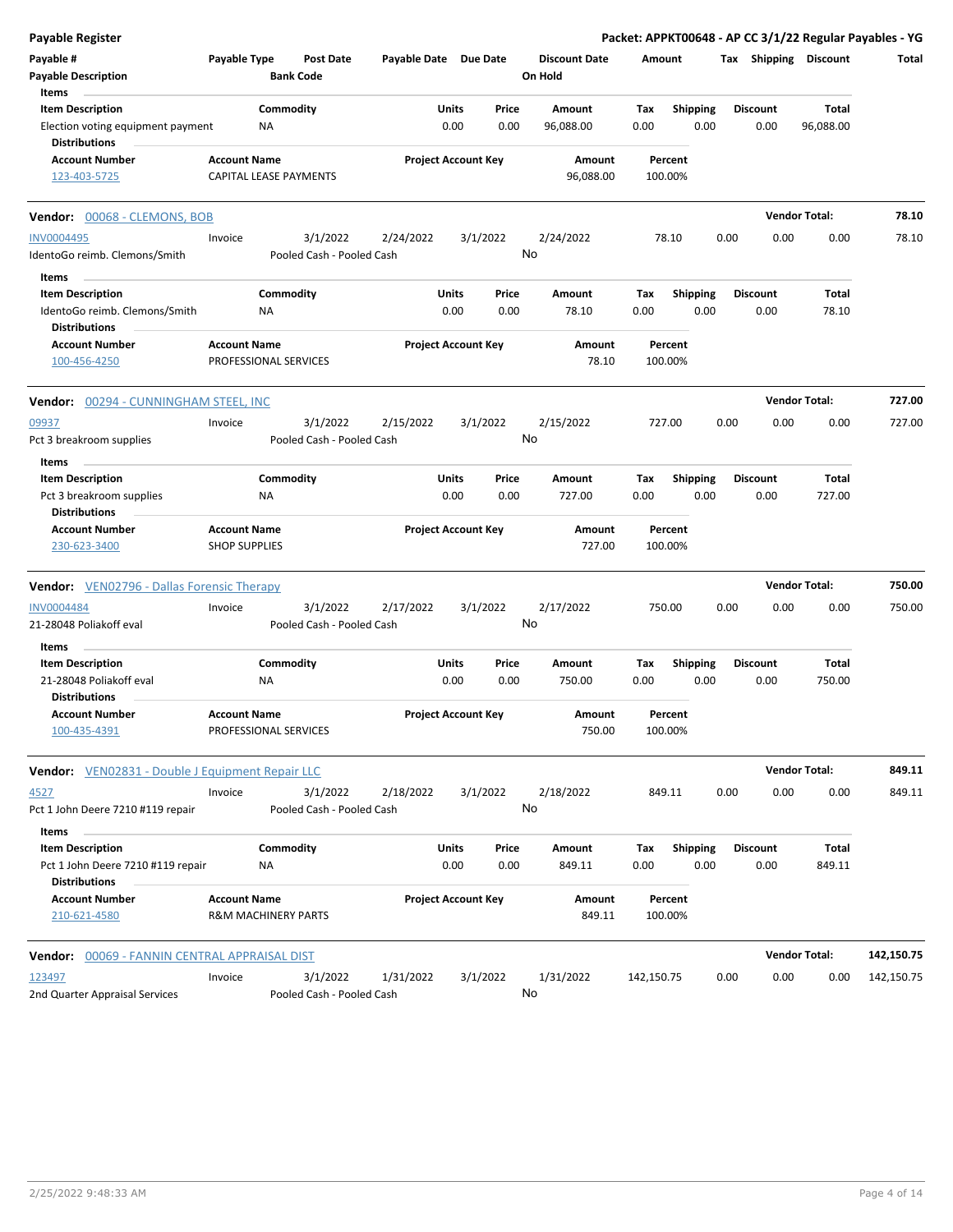**Payable Register** — **Packet: APPKT00648 - AP CC 3/1/22 Regular Payables - YG**

| Payable # | Payable Type | Post Date | Payable Date | Due Date | Discount Date | Amount | Tax | Shipping | Discount | Total |
|---|---|---|---|---|---|---|---|---|---|---|
| Payable Description | | Bank Code | | | On Hold | | | | | |

**Items**

| Item Description | Commodity | Units | Price | Amount | Tax | Shipping | Discount | Total |
|---|---|---|---|---|---|---|---|---|
| Election voting equipment payment | NA | 0.00 | 0.00 | 96,088.00 | 0.00 | 0.00 | 0.00 | 96,088.00 |

**Distributions**

| Account Number | Account Name | Project Account Key | Amount | Percent |
|---|---|---|---|---|
| 123-403-5725 | CAPITAL LEASE PAYMENTS | | 96,088.00 | 100.00% |

---

**Vendor: 00068 - CLEMONS, BOB** — **Vendor Total: 78.10**

| Payable # | Payable Type | Post Date | Payable Date | Due Date | Discount Date | Amount | Tax | Shipping | Discount | Total |
|---|---|---|---|---|---|---|---|---|---|---|
| INV0004495 | Invoice | 3/1/2022 | 2/24/2022 | 3/1/2022 | 2/24/2022 | 78.10 | 0.00 | 0.00 | 0.00 | 78.10 |
| IdentoGo reimb. Clemons/Smith | | Pooled Cash - Pooled Cash | | | No | | | | | |

**Items**

| Item Description | Commodity | Units | Price | Amount | Tax | Shipping | Discount | Total |
|---|---|---|---|---|---|---|---|---|
| IdentoGo reimb. Clemons/Smith | NA | 0.00 | 0.00 | 78.10 | 0.00 | 0.00 | 0.00 | 78.10 |

**Distributions**

| Account Number | Account Name | Project Account Key | Amount | Percent |
|---|---|---|---|---|
| 100-456-4250 | PROFESSIONAL SERVICES | | 78.10 | 100.00% |

---

**Vendor: 00294 - CUNNINGHAM STEEL, INC** — **Vendor Total: 727.00**

| Payable # | Payable Type | Post Date | Payable Date | Due Date | Discount Date | Amount | Tax | Shipping | Discount | Total |
|---|---|---|---|---|---|---|---|---|---|---|
| 09937 | Invoice | 3/1/2022 | 2/15/2022 | 3/1/2022 | 2/15/2022 | 727.00 | 0.00 | 0.00 | 0.00 | 727.00 |
| Pct 3 breakroom supplies | | Pooled Cash - Pooled Cash | | | No | | | | | |

**Items**

| Item Description | Commodity | Units | Price | Amount | Tax | Shipping | Discount | Total |
|---|---|---|---|---|---|---|---|---|
| Pct 3 breakroom supplies | NA | 0.00 | 0.00 | 727.00 | 0.00 | 0.00 | 0.00 | 727.00 |

**Distributions**

| Account Number | Account Name | Project Account Key | Amount | Percent |
|---|---|---|---|---|
| 230-623-3400 | SHOP SUPPLIES | | 727.00 | 100.00% |

---

**Vendor: VEN02796 - Dallas Forensic Therapy** — **Vendor Total: 750.00**

| Payable # | Payable Type | Post Date | Payable Date | Due Date | Discount Date | Amount | Tax | Shipping | Discount | Total |
|---|---|---|---|---|---|---|---|---|---|---|
| INV0004484 | Invoice | 3/1/2022 | 2/17/2022 | 3/1/2022 | 2/17/2022 | 750.00 | 0.00 | 0.00 | 0.00 | 750.00 |
| 21-28048 Poliakoff eval | | Pooled Cash - Pooled Cash | | | No | | | | | |

**Items**

| Item Description | Commodity | Units | Price | Amount | Tax | Shipping | Discount | Total |
|---|---|---|---|---|---|---|---|---|
| 21-28048 Poliakoff eval | NA | 0.00 | 0.00 | 750.00 | 0.00 | 0.00 | 0.00 | 750.00 |

**Distributions**

| Account Number | Account Name | Project Account Key | Amount | Percent |
|---|---|---|---|---|
| 100-435-4391 | PROFESSIONAL SERVICES | | 750.00 | 100.00% |

---

**Vendor: VEN02831 - Double J Equipment Repair LLC** — **Vendor Total: 849.11**

| Payable # | Payable Type | Post Date | Payable Date | Due Date | Discount Date | Amount | Tax | Shipping | Discount | Total |
|---|---|---|---|---|---|---|---|---|---|---|
| 4527 | Invoice | 3/1/2022 | 2/18/2022 | 3/1/2022 | 2/18/2022 | 849.11 | 0.00 | 0.00 | 0.00 | 849.11 |
| Pct 1 John Deere 7210 #119 repair | | Pooled Cash - Pooled Cash | | | No | | | | | |

**Items**

| Item Description | Commodity | Units | Price | Amount | Tax | Shipping | Discount | Total |
|---|---|---|---|---|---|---|---|---|
| Pct 1 John Deere 7210 #119 repair | NA | 0.00 | 0.00 | 849.11 | 0.00 | 0.00 | 0.00 | 849.11 |

**Distributions**

| Account Number | Account Name | Project Account Key | Amount | Percent |
|---|---|---|---|---|
| 210-621-4580 | R&M MACHINERY PARTS | | 849.11 | 100.00% |

---

**Vendor: 00069 - FANNIN CENTRAL APPRAISAL DIST** — **Vendor Total: 142,150.75**

| Payable # | Payable Type | Post Date | Payable Date | Due Date | Discount Date | Amount | Tax | Shipping | Discount | Total |
|---|---|---|---|---|---|---|---|---|---|---|
| 123497 | Invoice | 3/1/2022 | 1/31/2022 | 3/1/2022 | 1/31/2022 | 142,150.75 | 0.00 | 0.00 | 0.00 | 142,150.75 |
| 2nd Quarter Appraisal Services | | Pooled Cash - Pooled Cash | | | No | | | | | |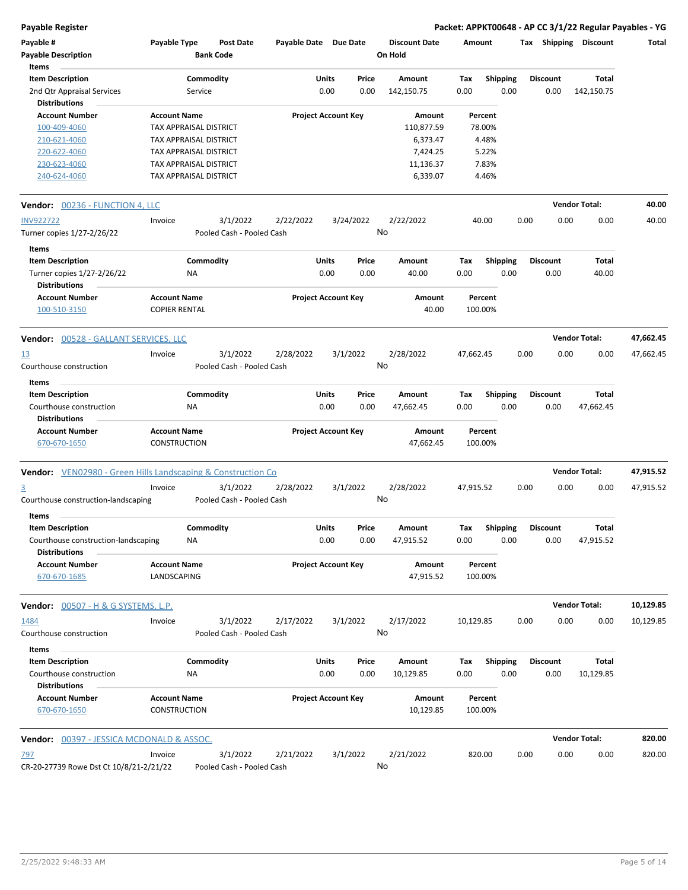**Payable Register** — **Packet: APPKT00648 - AP CC 3/1/22 Regular Payables - YG**

| Payable # | Payable Type | Post Date | Payable Date | Due Date | Discount Date | Amount | Tax | Shipping | Discount | Total |
|---|---|---|---|---|---|---|---|---|---|---|
| Payable Description | | Bank Code | | | On Hold | | | | | |

**Items**

| Item Description | Commodity | Units | Price | Amount | Tax | Shipping | Discount | Total |
|---|---|---|---|---|---|---|---|---|
| 2nd Qtr Appraisal Services | Service | 0.00 | 0.00 | 142,150.75 | 0.00 | 0.00 | 0.00 | 142,150.75 |

**Distributions**

| Account Number | Account Name | Project Account Key | Amount | Percent |
|---|---|---|---|---|
| 100-409-4060 | TAX APPRAISAL DISTRICT | | 110,877.59 | 78.00% |
| 210-621-4060 | TAX APPRAISAL DISTRICT | | 6,373.47 | 4.48% |
| 220-622-4060 | TAX APPRAISAL DISTRICT | | 7,424.25 | 5.22% |
| 230-623-4060 | TAX APPRAISAL DISTRICT | | 11,136.37 | 7.83% |
| 240-624-4060 | TAX APPRAISAL DISTRICT | | 6,339.07 | 4.46% |

---

**Vendor: 00236 - FUNCTION 4, LLC** — **Vendor Total: 40.00**

| Payable # | Payable Type | Post Date | Payable Date | Due Date | Discount Date | Amount | Tax | Shipping | Discount | Total |
|---|---|---|---|---|---|---|---|---|---|---|
| INV922722 | Invoice | 3/1/2022 | 2/22/2022 | 3/24/2022 | 2/22/2022 | 40.00 | 0.00 | 0.00 | 0.00 | 40.00 |
| Turner copies 1/27-2/26/22 | | Pooled Cash - Pooled Cash | | | No | | | | | |

**Items**

| Item Description | Commodity | Units | Price | Amount | Tax | Shipping | Discount | Total |
|---|---|---|---|---|---|---|---|---|
| Turner copies 1/27-2/26/22 | NA | 0.00 | 0.00 | 40.00 | 0.00 | 0.00 | 0.00 | 40.00 |

**Distributions**

| Account Number | Account Name | Project Account Key | Amount | Percent |
|---|---|---|---|---|
| 100-510-3150 | COPIER RENTAL | | 40.00 | 100.00% |

---

**Vendor: 00528 - GALLANT SERVICES, LLC** — **Vendor Total: 47,662.45**

| Payable # | Payable Type | Post Date | Payable Date | Due Date | Discount Date | Amount | Tax | Shipping | Discount | Total |
|---|---|---|---|---|---|---|---|---|---|---|
| 13 | Invoice | 3/1/2022 | 2/28/2022 | 3/1/2022 | 2/28/2022 | 47,662.45 | 0.00 | 0.00 | 0.00 | 47,662.45 |
| Courthouse construction | | Pooled Cash - Pooled Cash | | | No | | | | | |

**Items**

| Item Description | Commodity | Units | Price | Amount | Tax | Shipping | Discount | Total |
|---|---|---|---|---|---|---|---|---|
| Courthouse construction | NA | 0.00 | 0.00 | 47,662.45 | 0.00 | 0.00 | 0.00 | 47,662.45 |

**Distributions**

| Account Number | Account Name | Project Account Key | Amount | Percent |
|---|---|---|---|---|
| 670-670-1650 | CONSTRUCTION | | 47,662.45 | 100.00% |

---

**Vendor: VEN02980 - Green Hills Landscaping & Construction Co** — **Vendor Total: 47,915.52**

| Payable # | Payable Type | Post Date | Payable Date | Due Date | Discount Date | Amount | Tax | Shipping | Discount | Total |
|---|---|---|---|---|---|---|---|---|---|---|
| 3 | Invoice | 3/1/2022 | 2/28/2022 | 3/1/2022 | 2/28/2022 | 47,915.52 | 0.00 | 0.00 | 0.00 | 47,915.52 |
| Courthouse construction-landscaping | | Pooled Cash - Pooled Cash | | | No | | | | | |

**Items**

| Item Description | Commodity | Units | Price | Amount | Tax | Shipping | Discount | Total |
|---|---|---|---|---|---|---|---|---|
| Courthouse construction-landscaping | NA | 0.00 | 0.00 | 47,915.52 | 0.00 | 0.00 | 0.00 | 47,915.52 |

**Distributions**

| Account Number | Account Name | Project Account Key | Amount | Percent |
|---|---|---|---|---|
| 670-670-1685 | LANDSCAPING | | 47,915.52 | 100.00% |

---

**Vendor: 00507 - H & G SYSTEMS, L.P.** — **Vendor Total: 10,129.85**

| Payable # | Payable Type | Post Date | Payable Date | Due Date | Discount Date | Amount | Tax | Shipping | Discount | Total |
|---|---|---|---|---|---|---|---|---|---|---|
| 1484 | Invoice | 3/1/2022 | 2/17/2022 | 3/1/2022 | 2/17/2022 | 10,129.85 | 0.00 | 0.00 | 0.00 | 10,129.85 |
| Courthouse construction | | Pooled Cash - Pooled Cash | | | No | | | | | |

**Items**

| Item Description | Commodity | Units | Price | Amount | Tax | Shipping | Discount | Total |
|---|---|---|---|---|---|---|---|---|
| Courthouse construction | NA | 0.00 | 0.00 | 10,129.85 | 0.00 | 0.00 | 0.00 | 10,129.85 |

**Distributions**

| Account Number | Account Name | Project Account Key | Amount | Percent |
|---|---|---|---|---|
| 670-670-1650 | CONSTRUCTION | | 10,129.85 | 100.00% |

---

**Vendor: 00397 - JESSICA MCDONALD & ASSOC.** — **Vendor Total: 820.00**

| Payable # | Payable Type | Post Date | Payable Date | Due Date | Discount Date | Amount | Tax | Shipping | Discount | Total |
|---|---|---|---|---|---|---|---|---|---|---|
| 797 | Invoice | 3/1/2022 | 2/21/2022 | 3/1/2022 | 2/21/2022 | 820.00 | 0.00 | 0.00 | 0.00 | 820.00 |
| CR-20-27739 Rowe Dst Ct 10/8/21-2/21/22 | | Pooled Cash - Pooled Cash | | | No | | | | | |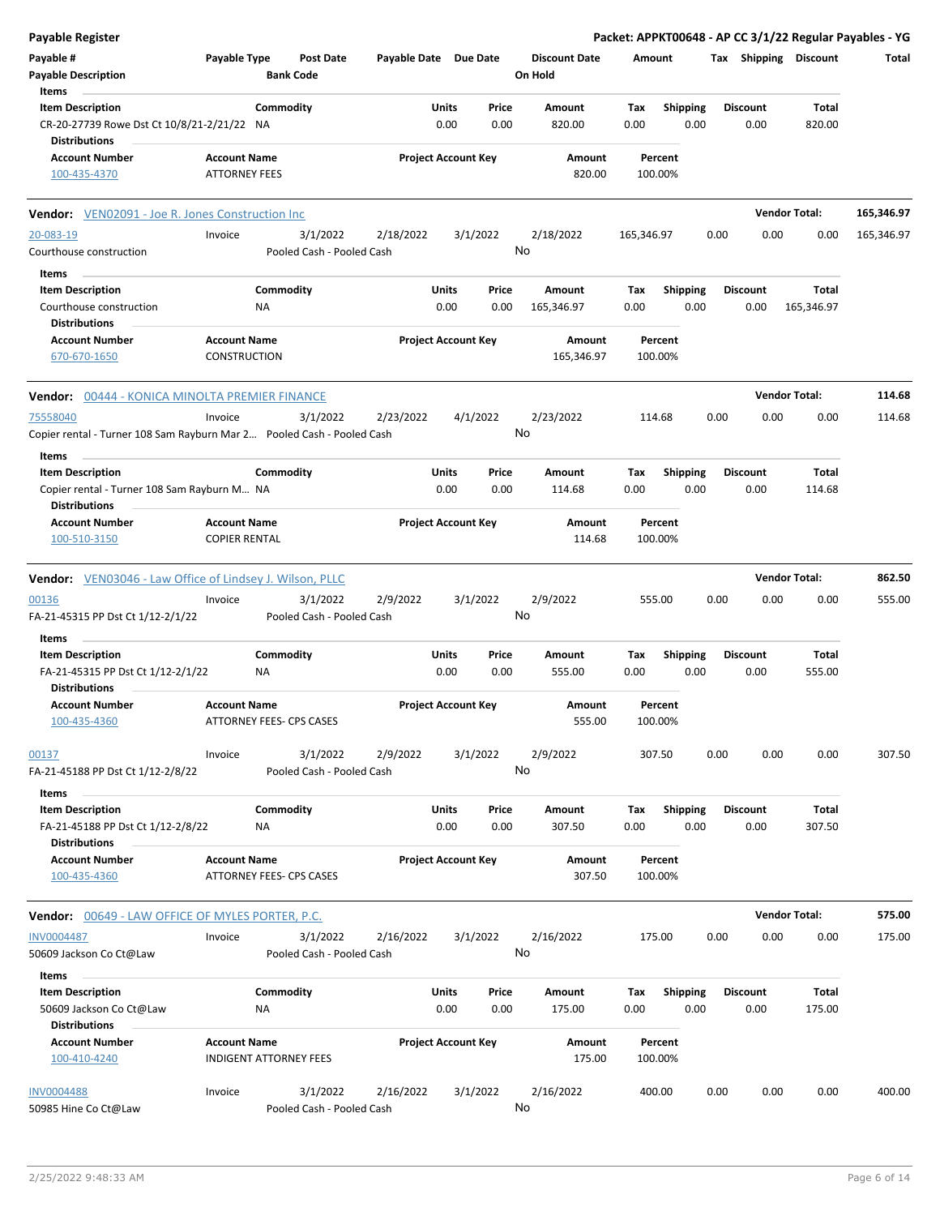**Payable Register** | **Packet: APPKT00648 - AP CC 3/1/22 Regular Payables - YG**

| Payable # | Payable Type | Post Date | Payable Date | Due Date | Discount Date | Amount | Tax | Shipping | Discount | Total |
|---|---|---|---|---|---|---|---|---|---|---|
| Payable Description | | Bank Code | | | On Hold | | | | | |

**Items**

| Item Description | Commodity | Units | Price | Amount | Tax | Shipping | Discount | Total |
|---|---|---|---|---|---|---|---|---|
| CR-20-27739 Rowe Dst Ct 10/8/21-2/21/22 | NA | 0.00 | 0.00 | 820.00 | 0.00 | 0.00 | 0.00 | 820.00 |

**Distributions**

| Account Number | Account Name | Project Account Key | Amount | Percent |
|---|---|---|---|---|
| 100-435-4370 | ATTORNEY FEES | | 820.00 | 100.00% |

---

**Vendor:** VEN02091 - Joe R. Jones Construction Inc — **Vendor Total: 165,346.97**

| Payable # | Payable Type | Post Date | Payable Date | Due Date | Discount Date | Amount | Tax | Shipping | Discount | Total |
|---|---|---|---|---|---|---|---|---|---|---|
| 20-083-19 | Invoice | 3/1/2022 | 2/18/2022 | 3/1/2022 | 2/18/2022 | 165,346.97 | 0.00 | 0.00 | 0.00 | 165,346.97 |
| Courthouse construction | | Pooled Cash - Pooled Cash | | | No | | | | | |

**Items**

| Item Description | Commodity | Units | Price | Amount | Tax | Shipping | Discount | Total |
|---|---|---|---|---|---|---|---|---|
| Courthouse construction | NA | 0.00 | 0.00 | 165,346.97 | 0.00 | 0.00 | 0.00 | 165,346.97 |

**Distributions**

| Account Number | Account Name | Project Account Key | Amount | Percent |
|---|---|---|---|---|
| 670-670-1650 | CONSTRUCTION | | 165,346.97 | 100.00% |

---

**Vendor:** 00444 - KONICA MINOLTA PREMIER FINANCE — **Vendor Total: 114.68**

| Payable # | Payable Type | Post Date | Payable Date | Due Date | Discount Date | Amount | Tax | Shipping | Discount | Total |
|---|---|---|---|---|---|---|---|---|---|---|
| 75558040 | Invoice | 3/1/2022 | 2/23/2022 | 4/1/2022 | 2/23/2022 | 114.68 | 0.00 | 0.00 | 0.00 | 114.68 |
| Copier rental - Turner 108 Sam Rayburn Mar 2… | | Pooled Cash - Pooled Cash | | | No | | | | | |

**Items**

| Item Description | Commodity | Units | Price | Amount | Tax | Shipping | Discount | Total |
|---|---|---|---|---|---|---|---|---|
| Copier rental - Turner 108 Sam Rayburn M… | NA | 0.00 | 0.00 | 114.68 | 0.00 | 0.00 | 0.00 | 114.68 |

**Distributions**

| Account Number | Account Name | Project Account Key | Amount | Percent |
|---|---|---|---|---|
| 100-510-3150 | COPIER RENTAL | | 114.68 | 100.00% |

---

**Vendor:** VEN03046 - Law Office of Lindsey J. Wilson, PLLC — **Vendor Total: 862.50**

| Payable # | Payable Type | Post Date | Payable Date | Due Date | Discount Date | Amount | Tax | Shipping | Discount | Total |
|---|---|---|---|---|---|---|---|---|---|---|
| 00136 | Invoice | 3/1/2022 | 2/9/2022 | 3/1/2022 | 2/9/2022 | 555.00 | 0.00 | 0.00 | 0.00 | 555.00 |
| FA-21-45315 PP Dst Ct 1/12-2/1/22 | | Pooled Cash - Pooled Cash | | | No | | | | | |

**Items**

| Item Description | Commodity | Units | Price | Amount | Tax | Shipping | Discount | Total |
|---|---|---|---|---|---|---|---|---|
| FA-21-45315 PP Dst Ct 1/12-2/1/22 | NA | 0.00 | 0.00 | 555.00 | 0.00 | 0.00 | 0.00 | 555.00 |

**Distributions**

| Account Number | Account Name | Project Account Key | Amount | Percent |
|---|---|---|---|---|
| 100-435-4360 | ATTORNEY FEES- CPS CASES | | 555.00 | 100.00% |

| Payable # | Payable Type | Post Date | Payable Date | Due Date | Discount Date | Amount | Tax | Shipping | Discount | Total |
|---|---|---|---|---|---|---|---|---|---|---|
| 00137 | Invoice | 3/1/2022 | 2/9/2022 | 3/1/2022 | 2/9/2022 | 307.50 | 0.00 | 0.00 | 0.00 | 307.50 |
| FA-21-45188 PP Dst Ct 1/12-2/8/22 | | Pooled Cash - Pooled Cash | | | No | | | | | |

**Items**

| Item Description | Commodity | Units | Price | Amount | Tax | Shipping | Discount | Total |
|---|---|---|---|---|---|---|---|---|
| FA-21-45188 PP Dst Ct 1/12-2/8/22 | NA | 0.00 | 0.00 | 307.50 | 0.00 | 0.00 | 0.00 | 307.50 |

**Distributions**

| Account Number | Account Name | Project Account Key | Amount | Percent |
|---|---|---|---|---|
| 100-435-4360 | ATTORNEY FEES- CPS CASES | | 307.50 | 100.00% |

---

**Vendor:** 00649 - LAW OFFICE OF MYLES PORTER, P.C. — **Vendor Total: 575.00**

| Payable # | Payable Type | Post Date | Payable Date | Due Date | Discount Date | Amount | Tax | Shipping | Discount | Total |
|---|---|---|---|---|---|---|---|---|---|---|
| INV0004487 | Invoice | 3/1/2022 | 2/16/2022 | 3/1/2022 | 2/16/2022 | 175.00 | 0.00 | 0.00 | 0.00 | 175.00 |
| 50609 Jackson Co Ct@Law | | Pooled Cash - Pooled Cash | | | No | | | | | |

**Items**

| Item Description | Commodity | Units | Price | Amount | Tax | Shipping | Discount | Total |
|---|---|---|---|---|---|---|---|---|
| 50609 Jackson Co Ct@Law | NA | 0.00 | 0.00 | 175.00 | 0.00 | 0.00 | 0.00 | 175.00 |

**Distributions**

| Account Number | Account Name | Project Account Key | Amount | Percent |
|---|---|---|---|---|
| 100-410-4240 | INDIGENT ATTORNEY FEES | | 175.00 | 100.00% |

| Payable # | Payable Type | Post Date | Payable Date | Due Date | Discount Date | Amount | Tax | Shipping | Discount | Total |
|---|---|---|---|---|---|---|---|---|---|---|
| INV0004488 | Invoice | 3/1/2022 | 2/16/2022 | 3/1/2022 | 2/16/2022 | 400.00 | 0.00 | 0.00 | 0.00 | 400.00 |
| 50985 Hine Co Ct@Law | | Pooled Cash - Pooled Cash | | | No | | | | | |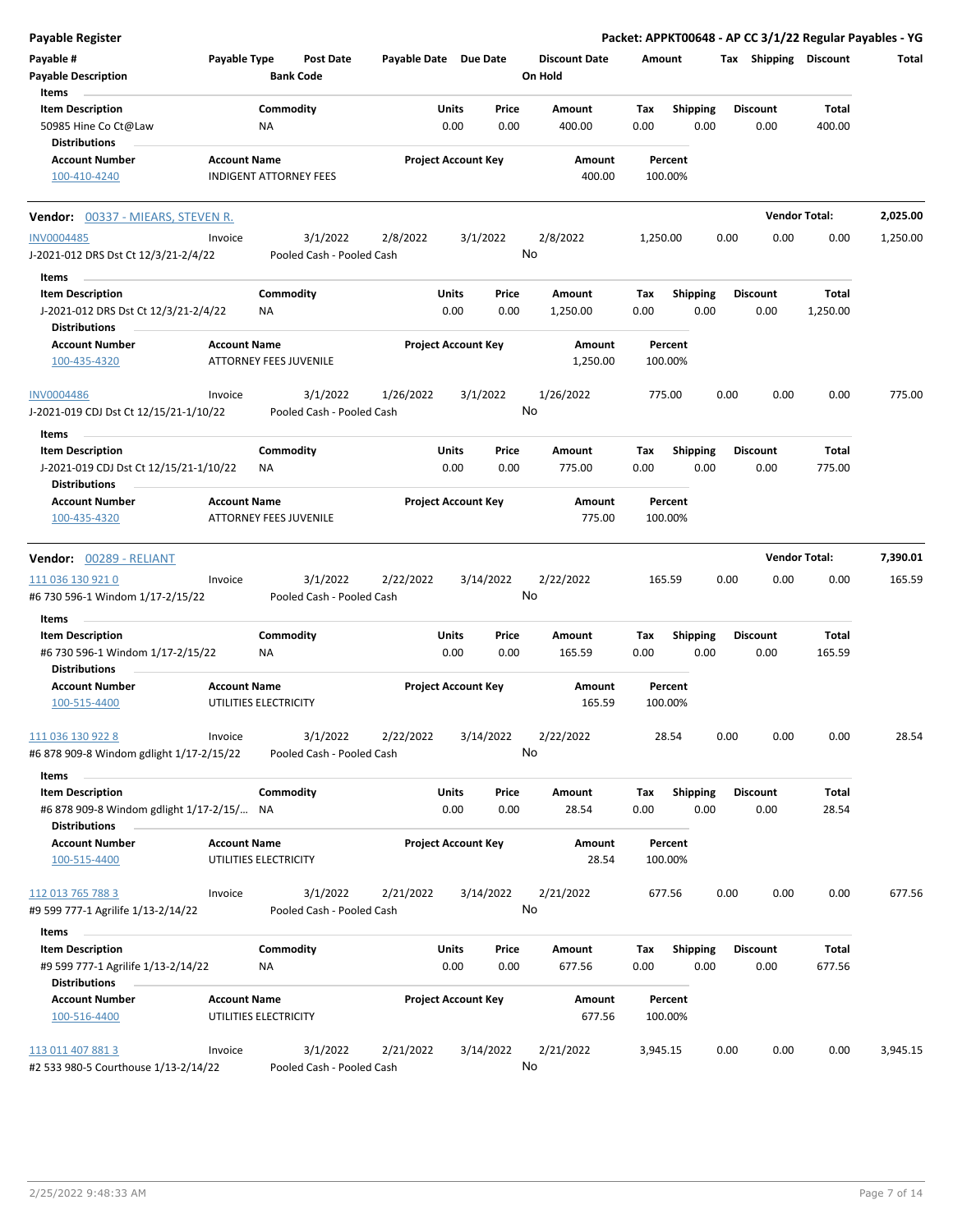**Payable Register** — Packet: APPKT00648 - AP CC 3/1/22 Regular Payables - YG

| Payable # | Payable Type | Post Date | Payable Date | Due Date | Discount Date | Amount | Tax | Shipping | Discount | Total |
|---|---|---|---|---|---|---|---|---|---|---|
| Payable Description | | Bank Code | | | On Hold | | | | | |

Items

| Item Description | Commodity | Units | Price | Amount | Tax | Shipping | Discount | Total |
|---|---|---|---|---|---|---|---|---|
| 50985 Hine Co Ct@Law | NA | 0.00 | 0.00 | 400.00 | 0.00 | 0.00 | 0.00 | 400.00 |

Distributions

| Account Number | Account Name | Project Account Key | Amount | Percent |
|---|---|---|---|---|
| 100-410-4240 | INDIGENT ATTORNEY FEES | | 400.00 | 100.00% |

**Vendor: 00337 - MIEARS, STEVEN R.** — Vendor Total: 2,025.00

| Payable # | Payable Type | Post Date | Payable Date | Due Date | Discount Date | Amount | Tax | Shipping | Discount | Total |
|---|---|---|---|---|---|---|---|---|---|---|
| INV0004485 | Invoice | 3/1/2022 | 2/8/2022 | 3/1/2022 | 2/8/2022 | 1,250.00 | 0.00 | 0.00 | 0.00 | 1,250.00 |
| J-2021-012 DRS Dst Ct 12/3/21-2/4/22 | | Pooled Cash - Pooled Cash | | | No | | | | | |

Items

| Item Description | Commodity | Units | Price | Amount | Tax | Shipping | Discount | Total |
|---|---|---|---|---|---|---|---|---|
| J-2021-012 DRS Dst Ct 12/3/21-2/4/22 | NA | 0.00 | 0.00 | 1,250.00 | 0.00 | 0.00 | 0.00 | 1,250.00 |

Distributions

| Account Number | Account Name | Project Account Key | Amount | Percent |
|---|---|---|---|---|
| 100-435-4320 | ATTORNEY FEES JUVENILE | | 1,250.00 | 100.00% |

| Payable # | Payable Type | Post Date | Payable Date | Due Date | Discount Date | Amount | Tax | Shipping | Discount | Total |
|---|---|---|---|---|---|---|---|---|---|---|
| INV0004486 | Invoice | 3/1/2022 | 1/26/2022 | 3/1/2022 | 1/26/2022 | 775.00 | 0.00 | 0.00 | 0.00 | 775.00 |
| J-2021-019 CDJ Dst Ct 12/15/21-1/10/22 | | Pooled Cash - Pooled Cash | | | No | | | | | |

Items

| Item Description | Commodity | Units | Price | Amount | Tax | Shipping | Discount | Total |
|---|---|---|---|---|---|---|---|---|
| J-2021-019 CDJ Dst Ct 12/15/21-1/10/22 | NA | 0.00 | 0.00 | 775.00 | 0.00 | 0.00 | 0.00 | 775.00 |

Distributions

| Account Number | Account Name | Project Account Key | Amount | Percent |
|---|---|---|---|---|
| 100-435-4320 | ATTORNEY FEES JUVENILE | | 775.00 | 100.00% |

**Vendor: 00289 - RELIANT** — Vendor Total: 7,390.01

| Payable # | Payable Type | Post Date | Payable Date | Due Date | Discount Date | Amount | Tax | Shipping | Discount | Total |
|---|---|---|---|---|---|---|---|---|---|---|
| 111 036 130 921 0 | Invoice | 3/1/2022 | 2/22/2022 | 3/14/2022 | 2/22/2022 | 165.59 | 0.00 | 0.00 | 0.00 | 165.59 |
| #6 730 596-1 Windom 1/17-2/15/22 | | Pooled Cash - Pooled Cash | | | No | | | | | |

Items

| Item Description | Commodity | Units | Price | Amount | Tax | Shipping | Discount | Total |
|---|---|---|---|---|---|---|---|---|
| #6 730 596-1 Windom 1/17-2/15/22 | NA | 0.00 | 0.00 | 165.59 | 0.00 | 0.00 | 0.00 | 165.59 |

Distributions

| Account Number | Account Name | Project Account Key | Amount | Percent |
|---|---|---|---|---|
| 100-515-4400 | UTILITIES ELECTRICITY | | 165.59 | 100.00% |

| Payable # | Payable Type | Post Date | Payable Date | Due Date | Discount Date | Amount | Tax | Shipping | Discount | Total |
|---|---|---|---|---|---|---|---|---|---|---|
| 111 036 130 922 8 | Invoice | 3/1/2022 | 2/22/2022 | 3/14/2022 | 2/22/2022 | 28.54 | 0.00 | 0.00 | 0.00 | 28.54 |
| #6 878 909-8 Windom gdlight 1/17-2/15/22 | | Pooled Cash - Pooled Cash | | | No | | | | | |

Items

| Item Description | Commodity | Units | Price | Amount | Tax | Shipping | Discount | Total |
|---|---|---|---|---|---|---|---|---|
| #6 878 909-8 Windom gdlight 1/17-2/15/... | NA | 0.00 | 0.00 | 28.54 | 0.00 | 0.00 | 0.00 | 28.54 |

Distributions

| Account Number | Account Name | Project Account Key | Amount | Percent |
|---|---|---|---|---|
| 100-515-4400 | UTILITIES ELECTRICITY | | 28.54 | 100.00% |

| Payable # | Payable Type | Post Date | Payable Date | Due Date | Discount Date | Amount | Tax | Shipping | Discount | Total |
|---|---|---|---|---|---|---|---|---|---|---|
| 112 013 765 788 3 | Invoice | 3/1/2022 | 2/21/2022 | 3/14/2022 | 2/21/2022 | 677.56 | 0.00 | 0.00 | 0.00 | 677.56 |
| #9 599 777-1 Agrilife 1/13-2/14/22 | | Pooled Cash - Pooled Cash | | | No | | | | | |

Items

| Item Description | Commodity | Units | Price | Amount | Tax | Shipping | Discount | Total |
|---|---|---|---|---|---|---|---|---|
| #9 599 777-1 Agrilife 1/13-2/14/22 | NA | 0.00 | 0.00 | 677.56 | 0.00 | 0.00 | 0.00 | 677.56 |

Distributions

| Account Number | Account Name | Project Account Key | Amount | Percent |
|---|---|---|---|---|
| 100-516-4400 | UTILITIES ELECTRICITY | | 677.56 | 100.00% |

| Payable # | Payable Type | Post Date | Payable Date | Due Date | Discount Date | Amount | Tax | Shipping | Discount | Total |
|---|---|---|---|---|---|---|---|---|---|---|
| 113 011 407 881 3 | Invoice | 3/1/2022 | 2/21/2022 | 3/14/2022 | 2/21/2022 | 3,945.15 | 0.00 | 0.00 | 0.00 | 3,945.15 |
| #2 533 980-5 Courthouse 1/13-2/14/22 | | Pooled Cash - Pooled Cash | | | No | | | | | |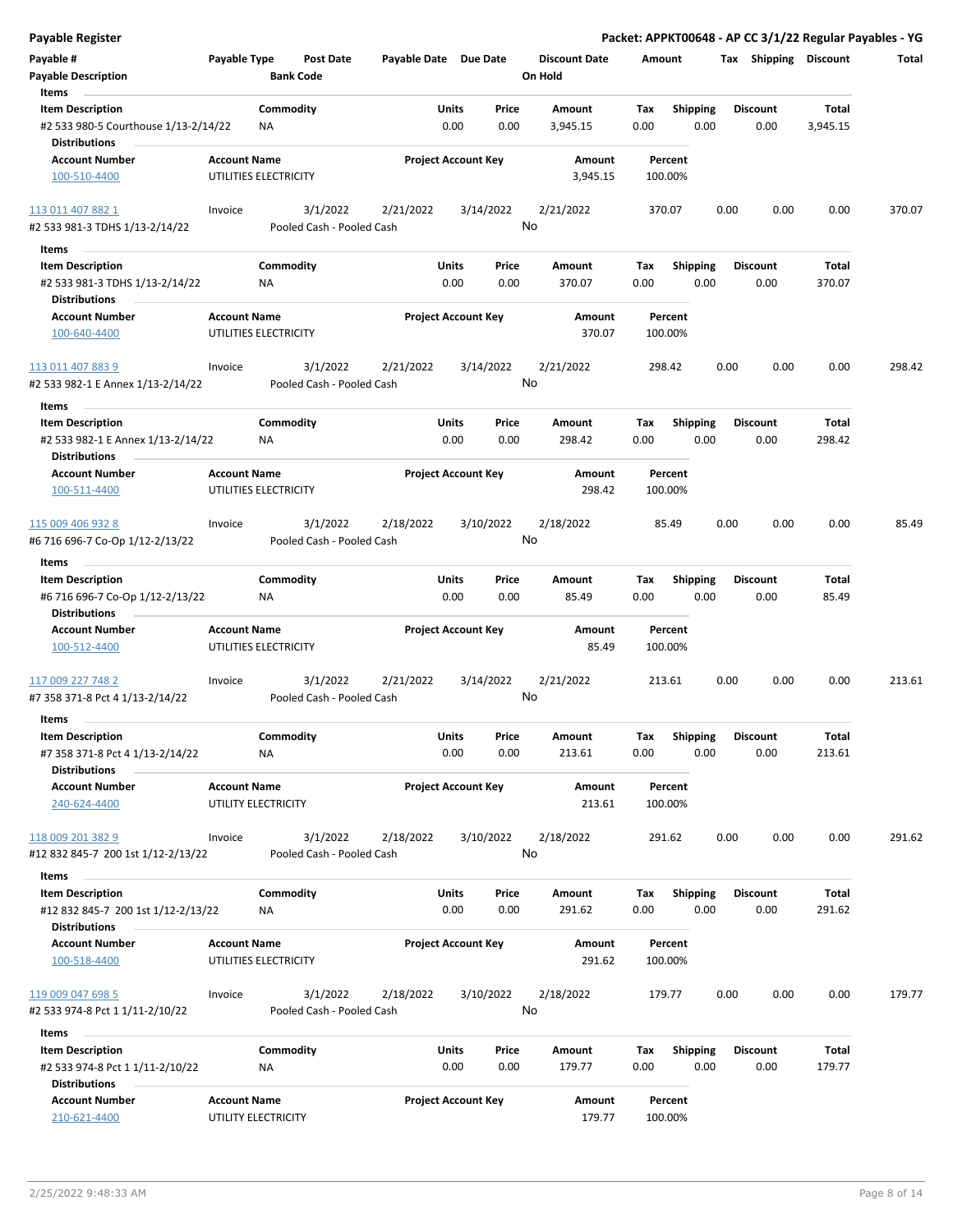# Payable Register

**Packet: APPKT00648 - AP CC 3/1/22 Regular Payables - YG**

| Payable # | Payable Type | Post Date | Payable Date | Due Date | Discount Date | Amount | Tax | Shipping | Discount | Total |
|---|---|---|---|---|---|---|---|---|---|---|
| Payable Description | | Bank Code | | | On Hold | | | | | |

**Items**

| Item Description | Commodity | Units | Price | Amount | Tax | Shipping | Discount | Total |
|---|---|---|---|---|---|---|---|---|
| #2 533 980-5 Courthouse 1/13-2/14/22 | NA | 0.00 | 0.00 | 3,945.15 | 0.00 | 0.00 | 0.00 | 3,945.15 |

**Distributions**

| Account Number | Account Name | Project Account Key | Amount | Percent |
|---|---|---|---|---|
| 100-510-4400 | UTILITIES ELECTRICITY | | 3,945.15 | 100.00% |

---

| Payable # | Payable Type | Post Date | Payable Date | Due Date | Discount Date | Amount | Tax | Shipping | Discount | Total |
|---|---|---|---|---|---|---|---|---|---|---|
| 113 011 407 882 1 | Invoice | 3/1/2022 | 2/21/2022 | 3/14/2022 | 2/21/2022 | 370.07 | 0.00 | 0.00 | 0.00 | 370.07 |
| #2 533 981-3 TDHS 1/13-2/14/22 | | Pooled Cash - Pooled Cash | | | No | | | | | |

**Items**

| Item Description | Commodity | Units | Price | Amount | Tax | Shipping | Discount | Total |
|---|---|---|---|---|---|---|---|---|
| #2 533 981-3 TDHS 1/13-2/14/22 | NA | 0.00 | 0.00 | 370.07 | 0.00 | 0.00 | 0.00 | 370.07 |

**Distributions**

| Account Number | Account Name | Project Account Key | Amount | Percent |
|---|---|---|---|---|
| 100-640-4400 | UTILITIES ELECTRICITY | | 370.07 | 100.00% |

---

| Payable # | Payable Type | Post Date | Payable Date | Due Date | Discount Date | Amount | Tax | Shipping | Discount | Total |
|---|---|---|---|---|---|---|---|---|---|---|
| 113 011 407 883 9 | Invoice | 3/1/2022 | 2/21/2022 | 3/14/2022 | 2/21/2022 | 298.42 | 0.00 | 0.00 | 0.00 | 298.42 |
| #2 533 982-1 E Annex 1/13-2/14/22 | | Pooled Cash - Pooled Cash | | | No | | | | | |

**Items**

| Item Description | Commodity | Units | Price | Amount | Tax | Shipping | Discount | Total |
|---|---|---|---|---|---|---|---|---|
| #2 533 982-1 E Annex 1/13-2/14/22 | NA | 0.00 | 0.00 | 298.42 | 0.00 | 0.00 | 0.00 | 298.42 |

**Distributions**

| Account Number | Account Name | Project Account Key | Amount | Percent |
|---|---|---|---|---|
| 100-511-4400 | UTILITIES ELECTRICITY | | 298.42 | 100.00% |

---

| Payable # | Payable Type | Post Date | Payable Date | Due Date | Discount Date | Amount | Tax | Shipping | Discount | Total |
|---|---|---|---|---|---|---|---|---|---|---|
| 115 009 406 932 8 | Invoice | 3/1/2022 | 2/18/2022 | 3/10/2022 | 2/18/2022 | 85.49 | 0.00 | 0.00 | 0.00 | 85.49 |
| #6 716 696-7 Co-Op 1/12-2/13/22 | | Pooled Cash - Pooled Cash | | | No | | | | | |

**Items**

| Item Description | Commodity | Units | Price | Amount | Tax | Shipping | Discount | Total |
|---|---|---|---|---|---|---|---|---|
| #6 716 696-7 Co-Op 1/12-2/13/22 | NA | 0.00 | 0.00 | 85.49 | 0.00 | 0.00 | 0.00 | 85.49 |

**Distributions**

| Account Number | Account Name | Project Account Key | Amount | Percent |
|---|---|---|---|---|
| 100-512-4400 | UTILITIES ELECTRICITY | | 85.49 | 100.00% |

---

| Payable # | Payable Type | Post Date | Payable Date | Due Date | Discount Date | Amount | Tax | Shipping | Discount | Total |
|---|---|---|---|---|---|---|---|---|---|---|
| 117 009 227 748 2 | Invoice | 3/1/2022 | 2/21/2022 | 3/14/2022 | 2/21/2022 | 213.61 | 0.00 | 0.00 | 0.00 | 213.61 |
| #7 358 371-8 Pct 4 1/13-2/14/22 | | Pooled Cash - Pooled Cash | | | No | | | | | |

**Items**

| Item Description | Commodity | Units | Price | Amount | Tax | Shipping | Discount | Total |
|---|---|---|---|---|---|---|---|---|
| #7 358 371-8 Pct 4 1/13-2/14/22 | NA | 0.00 | 0.00 | 213.61 | 0.00 | 0.00 | 0.00 | 213.61 |

**Distributions**

| Account Number | Account Name | Project Account Key | Amount | Percent |
|---|---|---|---|---|
| 240-624-4400 | UTILITY ELECTRICITY | | 213.61 | 100.00% |

---

| Payable # | Payable Type | Post Date | Payable Date | Due Date | Discount Date | Amount | Tax | Shipping | Discount | Total |
|---|---|---|---|---|---|---|---|---|---|---|
| 118 009 201 382 9 | Invoice | 3/1/2022 | 2/18/2022 | 3/10/2022 | 2/18/2022 | 291.62 | 0.00 | 0.00 | 0.00 | 291.62 |
| #12 832 845-7 200 1st 1/12-2/13/22 | | Pooled Cash - Pooled Cash | | | No | | | | | |

**Items**

| Item Description | Commodity | Units | Price | Amount | Tax | Shipping | Discount | Total |
|---|---|---|---|---|---|---|---|---|
| #12 832 845-7 200 1st 1/12-2/13/22 | NA | 0.00 | 0.00 | 291.62 | 0.00 | 0.00 | 0.00 | 291.62 |

**Distributions**

| Account Number | Account Name | Project Account Key | Amount | Percent |
|---|---|---|---|---|
| 100-518-4400 | UTILITIES ELECTRICITY | | 291.62 | 100.00% |

---

| Payable # | Payable Type | Post Date | Payable Date | Due Date | Discount Date | Amount | Tax | Shipping | Discount | Total |
|---|---|---|---|---|---|---|---|---|---|---|
| 119 009 047 698 5 | Invoice | 3/1/2022 | 2/18/2022 | 3/10/2022 | 2/18/2022 | 179.77 | 0.00 | 0.00 | 0.00 | 179.77 |
| #2 533 974-8 Pct 1 1/11-2/10/22 | | Pooled Cash - Pooled Cash | | | No | | | | | |

**Items**

| Item Description | Commodity | Units | Price | Amount | Tax | Shipping | Discount | Total |
|---|---|---|---|---|---|---|---|---|
| #2 533 974-8 Pct 1 1/11-2/10/22 | NA | 0.00 | 0.00 | 179.77 | 0.00 | 0.00 | 0.00 | 179.77 |

**Distributions**

| Account Number | Account Name | Project Account Key | Amount | Percent |
|---|---|---|---|---|
| 210-621-4400 | UTILITY ELECTRICITY | | 179.77 | 100.00% |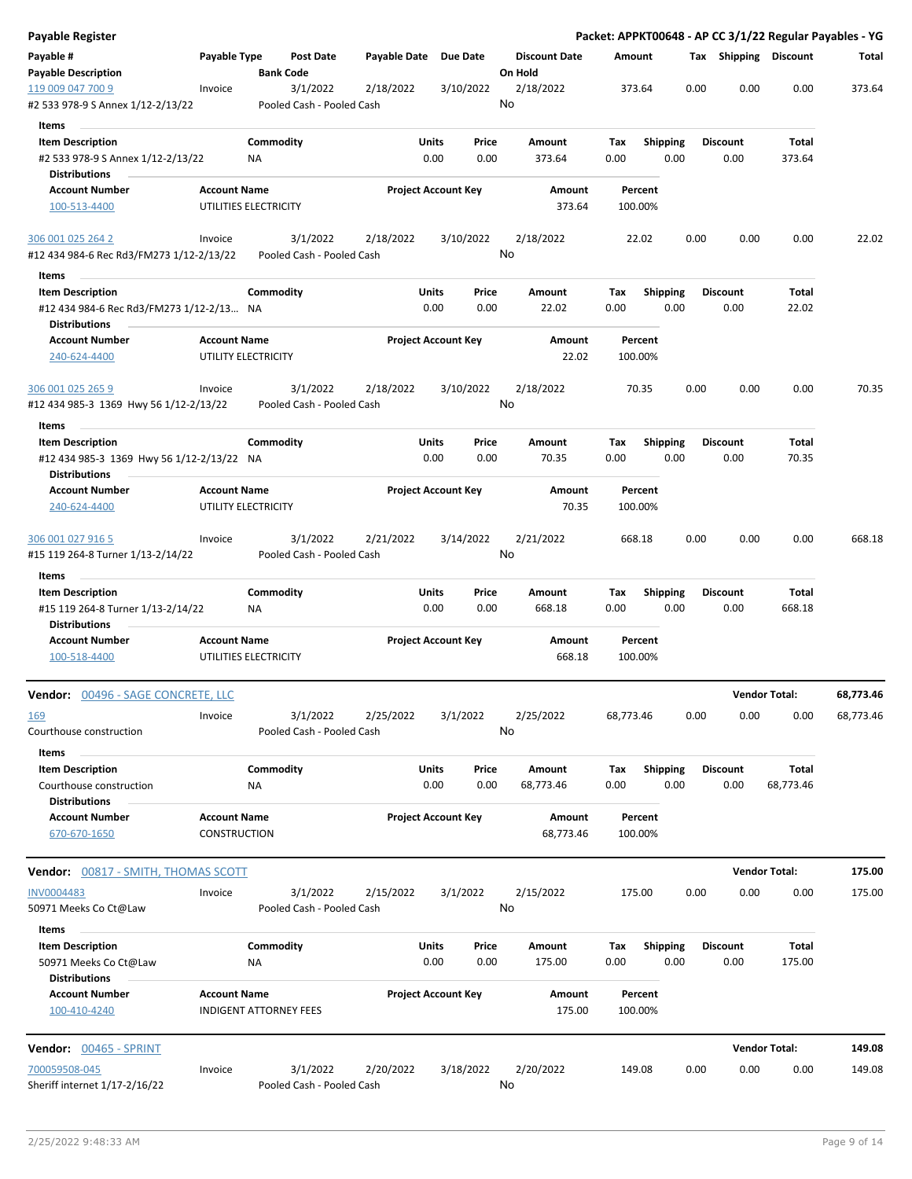# Payable Register

**Packet: APPKT00648 - AP CC 3/1/22 Regular Payables - YG**

| Payable # / Payable Description | Payable Type | Post Date / Bank Code | Payable Date | Due Date | Discount Date / On Hold | Amount | Tax | Shipping | Discount | Total |
|---|---|---|---|---|---|---|---|---|---|---|
| 119 009 047 700 9 / #2 533 978-9 S Annex 1/12-2/13/22 | Invoice | 3/1/2022 / Pooled Cash - Pooled Cash | 2/18/2022 | 3/10/2022 | 2/18/2022 / No | 373.64 | 0.00 | 0.00 | 0.00 | 373.64 |

Items

| Item Description | Commodity | Units | Price | Amount | Tax | Shipping | Discount | Total |
|---|---|---|---|---|---|---|---|---|
| #2 533 978-9 S Annex 1/12-2/13/22 | NA | 0.00 | 0.00 | 373.64 | 0.00 | 0.00 | 0.00 | 373.64 |

Distributions

| Account Number | Account Name | Project Account Key | Amount | Percent |
|---|---|---|---|---|
| 100-513-4400 | UTILITIES ELECTRICITY | | 373.64 | 100.00% |

| Payable # / Payable Description | Payable Type | Post Date / Bank Code | Payable Date | Due Date | Discount Date / On Hold | Amount | Tax | Shipping | Discount | Total |
|---|---|---|---|---|---|---|---|---|---|---|
| 306 001 025 264 2 / #12 434 984-6 Rec Rd3/FM273 1/12-2/13/22 | Invoice | 3/1/2022 / Pooled Cash - Pooled Cash | 2/18/2022 | 3/10/2022 | 2/18/2022 / No | 22.02 | 0.00 | 0.00 | 0.00 | 22.02 |

Items

| Item Description | Commodity | Units | Price | Amount | Tax | Shipping | Discount | Total |
|---|---|---|---|---|---|---|---|---|
| #12 434 984-6 Rec Rd3/FM273 1/12-2/13... | NA | 0.00 | 0.00 | 22.02 | 0.00 | 0.00 | 0.00 | 22.02 |

Distributions

| Account Number | Account Name | Project Account Key | Amount | Percent |
|---|---|---|---|---|
| 240-624-4400 | UTILITY ELECTRICITY | | 22.02 | 100.00% |

| Payable # / Payable Description | Payable Type | Post Date / Bank Code | Payable Date | Due Date | Discount Date / On Hold | Amount | Tax | Shipping | Discount | Total |
|---|---|---|---|---|---|---|---|---|---|---|
| 306 001 025 265 9 / #12 434 985-3 1369 Hwy 56 1/12-2/13/22 | Invoice | 3/1/2022 / Pooled Cash - Pooled Cash | 2/18/2022 | 3/10/2022 | 2/18/2022 / No | 70.35 | 0.00 | 0.00 | 0.00 | 70.35 |

Items

| Item Description | Commodity | Units | Price | Amount | Tax | Shipping | Discount | Total |
|---|---|---|---|---|---|---|---|---|
| #12 434 985-3 1369 Hwy 56 1/12-2/13/22 | NA | 0.00 | 0.00 | 70.35 | 0.00 | 0.00 | 0.00 | 70.35 |

Distributions

| Account Number | Account Name | Project Account Key | Amount | Percent |
|---|---|---|---|---|
| 240-624-4400 | UTILITY ELECTRICITY | | 70.35 | 100.00% |

| Payable # / Payable Description | Payable Type | Post Date / Bank Code | Payable Date | Due Date | Discount Date / On Hold | Amount | Tax | Shipping | Discount | Total |
|---|---|---|---|---|---|---|---|---|---|---|
| 306 001 027 916 5 / #15 119 264-8 Turner 1/13-2/14/22 | Invoice | 3/1/2022 / Pooled Cash - Pooled Cash | 2/21/2022 | 3/14/2022 | 2/21/2022 / No | 668.18 | 0.00 | 0.00 | 0.00 | 668.18 |

Items

| Item Description | Commodity | Units | Price | Amount | Tax | Shipping | Discount | Total |
|---|---|---|---|---|---|---|---|---|
| #15 119 264-8 Turner 1/13-2/14/22 | NA | 0.00 | 0.00 | 668.18 | 0.00 | 0.00 | 0.00 | 668.18 |

Distributions

| Account Number | Account Name | Project Account Key | Amount | Percent |
|---|---|---|---|---|
| 100-518-4400 | UTILITIES ELECTRICITY | | 668.18 | 100.00% |

## Vendor: 00496 - SAGE CONCRETE, LLC — Vendor Total: 68,773.46

| Payable # / Payable Description | Payable Type | Post Date / Bank Code | Payable Date | Due Date | Discount Date / On Hold | Amount | Tax | Shipping | Discount | Total |
|---|---|---|---|---|---|---|---|---|---|---|
| 169 / Courthouse construction | Invoice | 3/1/2022 / Pooled Cash - Pooled Cash | 2/25/2022 | 3/1/2022 | 2/25/2022 / No | 68,773.46 | 0.00 | 0.00 | 0.00 | 68,773.46 |

Items

| Item Description | Commodity | Units | Price | Amount | Tax | Shipping | Discount | Total |
|---|---|---|---|---|---|---|---|---|
| Courthouse construction | NA | 0.00 | 0.00 | 68,773.46 | 0.00 | 0.00 | 0.00 | 68,773.46 |

Distributions

| Account Number | Account Name | Project Account Key | Amount | Percent |
|---|---|---|---|---|
| 670-670-1650 | CONSTRUCTION | | 68,773.46 | 100.00% |

## Vendor: 00817 - SMITH, THOMAS SCOTT — Vendor Total: 175.00

| Payable # / Payable Description | Payable Type | Post Date / Bank Code | Payable Date | Due Date | Discount Date / On Hold | Amount | Tax | Shipping | Discount | Total |
|---|---|---|---|---|---|---|---|---|---|---|
| INV0004483 / 50971 Meeks Co Ct@Law | Invoice | 3/1/2022 / Pooled Cash - Pooled Cash | 2/15/2022 | 3/1/2022 | 2/15/2022 / No | 175.00 | 0.00 | 0.00 | 0.00 | 175.00 |

Items

| Item Description | Commodity | Units | Price | Amount | Tax | Shipping | Discount | Total |
|---|---|---|---|---|---|---|---|---|
| 50971 Meeks Co Ct@Law | NA | 0.00 | 0.00 | 175.00 | 0.00 | 0.00 | 0.00 | 175.00 |

Distributions

| Account Number | Account Name | Project Account Key | Amount | Percent |
|---|---|---|---|---|
| 100-410-4240 | INDIGENT ATTORNEY FEES | | 175.00 | 100.00% |

## Vendor: 00465 - SPRINT — Vendor Total: 149.08

| Payable # / Payable Description | Payable Type | Post Date / Bank Code | Payable Date | Due Date | Discount Date / On Hold | Amount | Tax | Shipping | Discount | Total |
|---|---|---|---|---|---|---|---|---|---|---|
| 700059508-045 / Sheriff internet 1/17-2/16/22 | Invoice | 3/1/2022 / Pooled Cash - Pooled Cash | 2/20/2022 | 3/18/2022 | 2/20/2022 / No | 149.08 | 0.00 | 0.00 | 0.00 | 149.08 |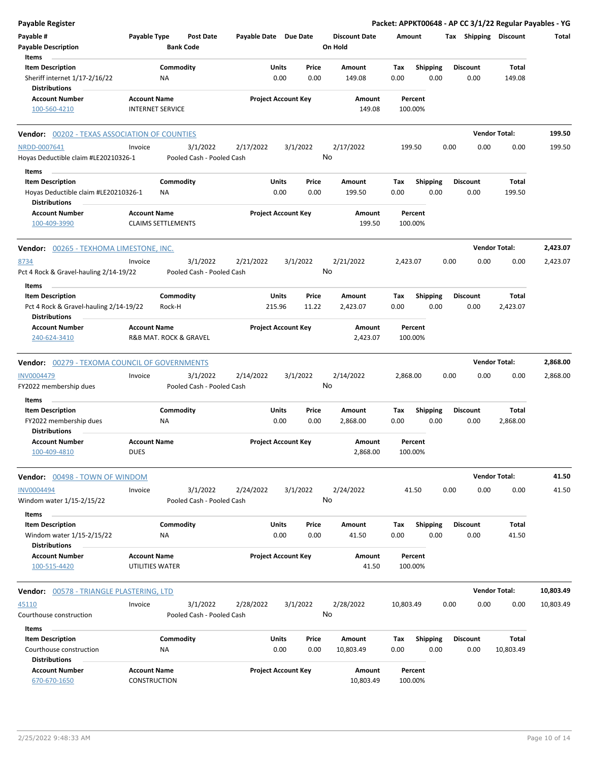**Payable Register** — **Packet: APPKT00648 - AP CC 3/1/22 Regular Payables - YG**

| Payable # | Payable Type | Post Date | Payable Date | Due Date | Discount Date | Amount | Tax | Shipping | Discount | Total |
|---|---|---|---|---|---|---|---|---|---|---|
| Payable Description | | Bank Code | | | On Hold | | | | | |

Items

| Item Description | Commodity | Units | Price | Amount | Tax | Shipping | Discount | Total |
|---|---|---|---|---|---|---|---|---|
| Sheriff internet 1/17-2/16/22 | NA | 0.00 | 0.00 | 149.08 | 0.00 | 0.00 | 0.00 | 149.08 |

Distributions

| Account Number | Account Name | Project Account Key | Amount | Percent |
|---|---|---|---|---|
| 100-560-4210 | INTERNET SERVICE | | 149.08 | 100.00% |

**Vendor: 00202 - TEXAS ASSOCIATION OF COUNTIES** — **Vendor Total: 199.50**

| Payable # | Payable Type | Post Date | Payable Date | Due Date | Discount Date | Amount | Tax | Shipping | Discount | Total |
|---|---|---|---|---|---|---|---|---|---|---|
| NRDD-0007641 | Invoice | 3/1/2022 | 2/17/2022 | 3/1/2022 | 2/17/2022 | 199.50 | 0.00 | 0.00 | 0.00 | 199.50 |
| Hoyas Deductible claim #LE20210326-1 | | Pooled Cash - Pooled Cash | | | No | | | | | |

Items

| Item Description | Commodity | Units | Price | Amount | Tax | Shipping | Discount | Total |
|---|---|---|---|---|---|---|---|---|
| Hoyas Deductible claim #LE20210326-1 | NA | 0.00 | 0.00 | 199.50 | 0.00 | 0.00 | 0.00 | 199.50 |

Distributions

| Account Number | Account Name | Project Account Key | Amount | Percent |
|---|---|---|---|---|
| 100-409-3990 | CLAIMS SETTLEMENTS | | 199.50 | 100.00% |

**Vendor: 00265 - TEXHOMA LIMESTONE, INC.** — **Vendor Total: 2,423.07**

| Payable # | Payable Type | Post Date | Payable Date | Due Date | Discount Date | Amount | Tax | Shipping | Discount | Total |
|---|---|---|---|---|---|---|---|---|---|---|
| 8734 | Invoice | 3/1/2022 | 2/21/2022 | 3/1/2022 | 2/21/2022 | 2,423.07 | 0.00 | 0.00 | 0.00 | 2,423.07 |
| Pct 4 Rock & Gravel-hauling 2/14-19/22 | | Pooled Cash - Pooled Cash | | | No | | | | | |

Items

| Item Description | Commodity | Units | Price | Amount | Tax | Shipping | Discount | Total |
|---|---|---|---|---|---|---|---|---|
| Pct 4 Rock & Gravel-hauling 2/14-19/22 | Rock-H | 215.96 | 11.22 | 2,423.07 | 0.00 | 0.00 | 0.00 | 2,423.07 |

Distributions

| Account Number | Account Name | Project Account Key | Amount | Percent |
|---|---|---|---|---|
| 240-624-3410 | R&B MAT. ROCK & GRAVEL | | 2,423.07 | 100.00% |

**Vendor: 00279 - TEXOMA COUNCIL OF GOVERNMENTS** — **Vendor Total: 2,868.00**

| Payable # | Payable Type | Post Date | Payable Date | Due Date | Discount Date | Amount | Tax | Shipping | Discount | Total |
|---|---|---|---|---|---|---|---|---|---|---|
| INV0004479 | Invoice | 3/1/2022 | 2/14/2022 | 3/1/2022 | 2/14/2022 | 2,868.00 | 0.00 | 0.00 | 0.00 | 2,868.00 |
| FY2022 membership dues | | Pooled Cash - Pooled Cash | | | No | | | | | |

Items

| Item Description | Commodity | Units | Price | Amount | Tax | Shipping | Discount | Total |
|---|---|---|---|---|---|---|---|---|
| FY2022 membership dues | NA | 0.00 | 0.00 | 2,868.00 | 0.00 | 0.00 | 0.00 | 2,868.00 |

Distributions

| Account Number | Account Name | Project Account Key | Amount | Percent |
|---|---|---|---|---|
| 100-409-4810 | DUES | | 2,868.00 | 100.00% |

**Vendor: 00498 - TOWN OF WINDOM** — **Vendor Total: 41.50**

| Payable # | Payable Type | Post Date | Payable Date | Due Date | Discount Date | Amount | Tax | Shipping | Discount | Total |
|---|---|---|---|---|---|---|---|---|---|---|
| INV0004494 | Invoice | 3/1/2022 | 2/24/2022 | 3/1/2022 | 2/24/2022 | 41.50 | 0.00 | 0.00 | 0.00 | 41.50 |
| Windom water 1/15-2/15/22 | | Pooled Cash - Pooled Cash | | | No | | | | | |

Items

| Item Description | Commodity | Units | Price | Amount | Tax | Shipping | Discount | Total |
|---|---|---|---|---|---|---|---|---|
| Windom water 1/15-2/15/22 | NA | 0.00 | 0.00 | 41.50 | 0.00 | 0.00 | 0.00 | 41.50 |

Distributions

| Account Number | Account Name | Project Account Key | Amount | Percent |
|---|---|---|---|---|
| 100-515-4420 | UTILITIES WATER | | 41.50 | 100.00% |

**Vendor: 00578 - TRIANGLE PLASTERING, LTD** — **Vendor Total: 10,803.49**

| Payable # | Payable Type | Post Date | Payable Date | Due Date | Discount Date | Amount | Tax | Shipping | Discount | Total |
|---|---|---|---|---|---|---|---|---|---|---|
| 45110 | Invoice | 3/1/2022 | 2/28/2022 | 3/1/2022 | 2/28/2022 | 10,803.49 | 0.00 | 0.00 | 0.00 | 10,803.49 |
| Courthouse construction | | Pooled Cash - Pooled Cash | | | No | | | | | |

Items

| Item Description | Commodity | Units | Price | Amount | Tax | Shipping | Discount | Total |
|---|---|---|---|---|---|---|---|---|
| Courthouse construction | NA | 0.00 | 0.00 | 10,803.49 | 0.00 | 0.00 | 0.00 | 10,803.49 |

Distributions

| Account Number | Account Name | Project Account Key | Amount | Percent |
|---|---|---|---|---|
| 670-670-1650 | CONSTRUCTION | | 10,803.49 | 100.00% |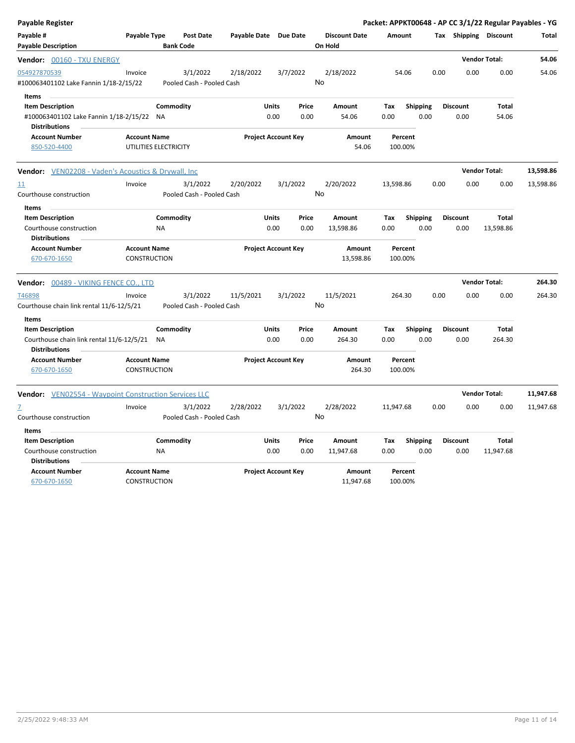**Payable Register** | **Packet: APPKT00648 - AP CC 3/1/22 Regular Payables - YG**

| Payable # | Payable Type | Post Date | Payable Date | Due Date | Discount Date | Amount | Tax | Shipping | Discount | Total |
|---|---|---|---|---|---|---|---|---|---|---|
| Payable Description | | Bank Code | | | On Hold | | | | | |

## Vendor: 00160 - TXU ENERGY

**Vendor Total: 54.06**

| Payable # | Payable Type | Post Date | Payable Date | Due Date | Discount Date | Amount | Tax | Shipping | Discount | Total |
|---|---|---|---|---|---|---|---|---|---|---|
| 054927870539 | Invoice | 3/1/2022 | 2/18/2022 | 3/7/2022 | 2/18/2022 | 54.06 | 0.00 | 0.00 | 0.00 | 54.06 |
| #100063401102 Lake Fannin 1/18-2/15/22 | | Pooled Cash - Pooled Cash | | | No | | | | | |

**Items**

| Item Description | Commodity | Units | Price | Amount | Tax | Shipping | Discount | Total |
|---|---|---|---|---|---|---|---|---|
| #100063401102 Lake Fannin 1/18-2/15/22 | NA | 0.00 | 0.00 | 54.06 | 0.00 | 0.00 | 0.00 | 54.06 |

**Distributions**

| Account Number | Account Name | Project Account Key | Amount | Percent |
|---|---|---|---|---|
| 850-520-4400 | UTILITIES ELECTRICITY | | 54.06 | 100.00% |

## Vendor: VEN02208 - Vaden's Acoustics & Drywall, Inc

**Vendor Total: 13,598.86**

| Payable # | Payable Type | Post Date | Payable Date | Due Date | Discount Date | Amount | Tax | Shipping | Discount | Total |
|---|---|---|---|---|---|---|---|---|---|---|
| 11 | Invoice | 3/1/2022 | 2/20/2022 | 3/1/2022 | 2/20/2022 | 13,598.86 | 0.00 | 0.00 | 0.00 | 13,598.86 |
| Courthouse construction | | Pooled Cash - Pooled Cash | | | No | | | | | |

**Items**

| Item Description | Commodity | Units | Price | Amount | Tax | Shipping | Discount | Total |
|---|---|---|---|---|---|---|---|---|
| Courthouse construction | NA | 0.00 | 0.00 | 13,598.86 | 0.00 | 0.00 | 0.00 | 13,598.86 |

**Distributions**

| Account Number | Account Name | Project Account Key | Amount | Percent |
|---|---|---|---|---|
| 670-670-1650 | CONSTRUCTION | | 13,598.86 | 100.00% |

## Vendor: 00489 - VIKING FENCE CO., LTD

**Vendor Total: 264.30**

| Payable # | Payable Type | Post Date | Payable Date | Due Date | Discount Date | Amount | Tax | Shipping | Discount | Total |
|---|---|---|---|---|---|---|---|---|---|---|
| T46898 | Invoice | 3/1/2022 | 11/5/2021 | 3/1/2022 | 11/5/2021 | 264.30 | 0.00 | 0.00 | 0.00 | 264.30 |
| Courthouse chain link rental 11/6-12/5/21 | | Pooled Cash - Pooled Cash | | | No | | | | | |

**Items**

| Item Description | Commodity | Units | Price | Amount | Tax | Shipping | Discount | Total |
|---|---|---|---|---|---|---|---|---|
| Courthouse chain link rental 11/6-12/5/21 | NA | 0.00 | 0.00 | 264.30 | 0.00 | 0.00 | 0.00 | 264.30 |

**Distributions**

| Account Number | Account Name | Project Account Key | Amount | Percent |
|---|---|---|---|---|
| 670-670-1650 | CONSTRUCTION | | 264.30 | 100.00% |

## Vendor: VEN02554 - Waypoint Construction Services LLC

**Vendor Total: 11,947.68**

| Payable # | Payable Type | Post Date | Payable Date | Due Date | Discount Date | Amount | Tax | Shipping | Discount | Total |
|---|---|---|---|---|---|---|---|---|---|---|
| 7 | Invoice | 3/1/2022 | 2/28/2022 | 3/1/2022 | 2/28/2022 | 11,947.68 | 0.00 | 0.00 | 0.00 | 11,947.68 |
| Courthouse construction | | Pooled Cash - Pooled Cash | | | No | | | | | |

**Items**

| Item Description | Commodity | Units | Price | Amount | Tax | Shipping | Discount | Total |
|---|---|---|---|---|---|---|---|---|
| Courthouse construction | NA | 0.00 | 0.00 | 11,947.68 | 0.00 | 0.00 | 0.00 | 11,947.68 |

**Distributions**

| Account Number | Account Name | Project Account Key | Amount | Percent |
|---|---|---|---|---|
| 670-670-1650 | CONSTRUCTION | | 11,947.68 | 100.00% |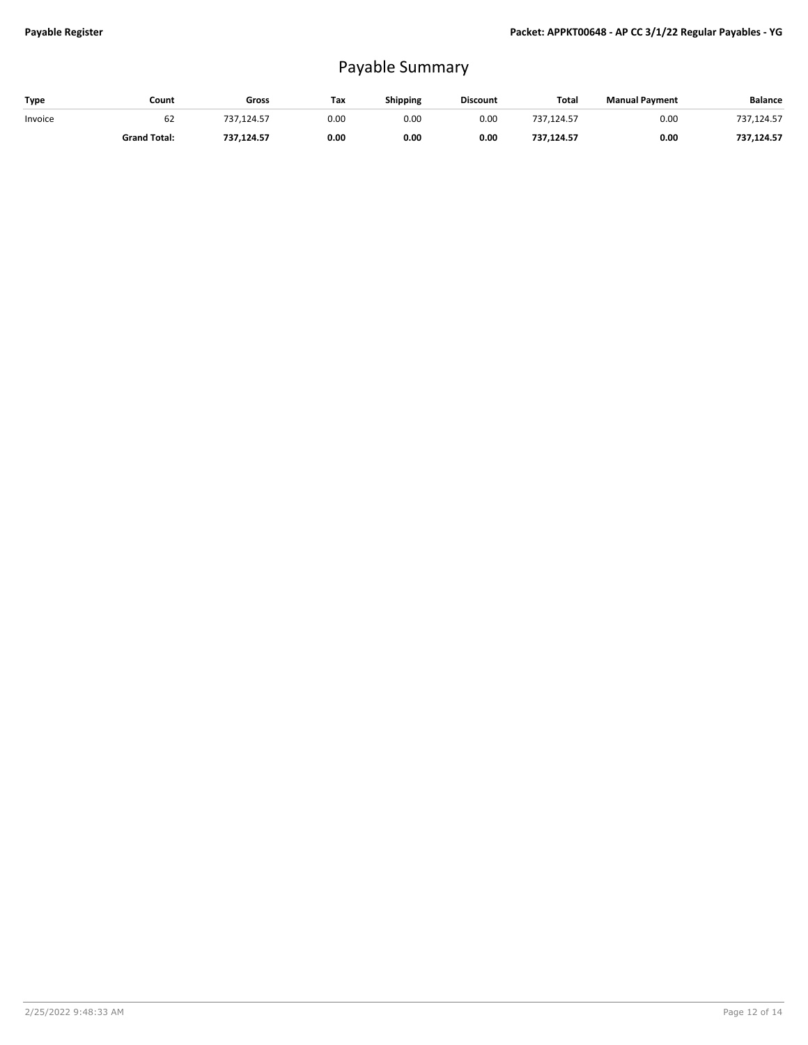# Payable Summary

| Type | Count | Gross | Tax | Shipping | Discount | Total | Manual Payment | Balance |
|---|---|---|---|---|---|---|---|---|
| Invoice | 62 | 737,124.57 | 0.00 | 0.00 | 0.00 | 737,124.57 | 0.00 | 737,124.57 |
| | **Grand Total:** | **737,124.57** | **0.00** | **0.00** | **0.00** | **737,124.57** | **0.00** | **737,124.57** |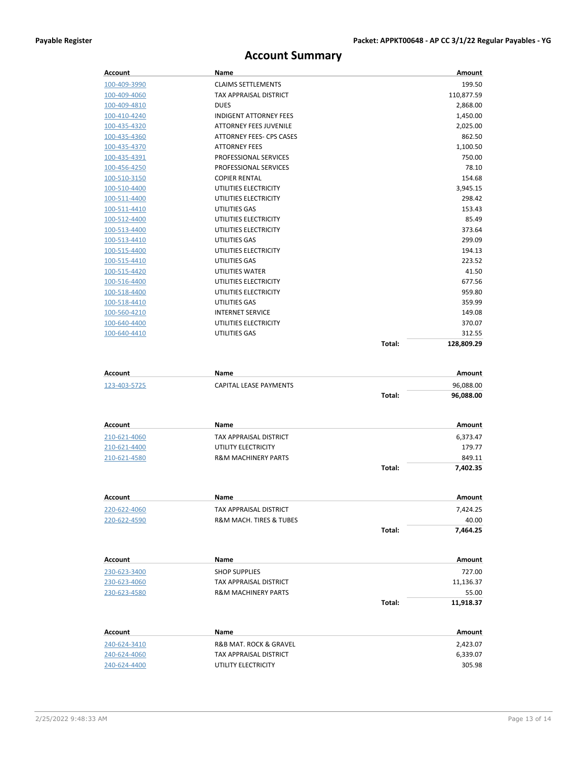# Account Summary

| Account | Name | | Amount |
|---|---|---|---|
| 100-409-3990 | CLAIMS SETTLEMENTS | | 199.50 |
| 100-409-4060 | TAX APPRAISAL DISTRICT | | 110,877.59 |
| 100-409-4810 | DUES | | 2,868.00 |
| 100-410-4240 | INDIGENT ATTORNEY FEES | | 1,450.00 |
| 100-435-4320 | ATTORNEY FEES JUVENILE | | 2,025.00 |
| 100-435-4360 | ATTORNEY FEES- CPS CASES | | 862.50 |
| 100-435-4370 | ATTORNEY FEES | | 1,100.50 |
| 100-435-4391 | PROFESSIONAL SERVICES | | 750.00 |
| 100-456-4250 | PROFESSIONAL SERVICES | | 78.10 |
| 100-510-3150 | COPIER RENTAL | | 154.68 |
| 100-510-4400 | UTILITIES ELECTRICITY | | 3,945.15 |
| 100-511-4400 | UTILITIES ELECTRICITY | | 298.42 |
| 100-511-4410 | UTILITIES GAS | | 153.43 |
| 100-512-4400 | UTILITIES ELECTRICITY | | 85.49 |
| 100-513-4400 | UTILITIES ELECTRICITY | | 373.64 |
| 100-513-4410 | UTILITIES GAS | | 299.09 |
| 100-515-4400 | UTILITIES ELECTRICITY | | 194.13 |
| 100-515-4410 | UTILITIES GAS | | 223.52 |
| 100-515-4420 | UTILITIES WATER | | 41.50 |
| 100-516-4400 | UTILITIES ELECTRICITY | | 677.56 |
| 100-518-4400 | UTILITIES ELECTRICITY | | 959.80 |
| 100-518-4410 | UTILITIES GAS | | 359.99 |
| 100-560-4210 | INTERNET SERVICE | | 149.08 |
| 100-640-4400 | UTILITIES ELECTRICITY | | 370.07 |
| 100-640-4410 | UTILITIES GAS | | 312.55 |
| | | **Total:** | **128,809.29** |

| Account | Name | | Amount |
|---|---|---|---|
| 123-403-5725 | CAPITAL LEASE PAYMENTS | | 96,088.00 |
| | | **Total:** | **96,088.00** |

| Account | Name | | Amount |
|---|---|---|---|
| 210-621-4060 | TAX APPRAISAL DISTRICT | | 6,373.47 |
| 210-621-4400 | UTILITY ELECTRICITY | | 179.77 |
| 210-621-4580 | R&M MACHINERY PARTS | | 849.11 |
| | | **Total:** | **7,402.35** |

| Account | Name | | Amount |
|---|---|---|---|
| 220-622-4060 | TAX APPRAISAL DISTRICT | | 7,424.25 |
| 220-622-4590 | R&M MACH. TIRES & TUBES | | 40.00 |
| | | **Total:** | **7,464.25** |

| Account | Name | | Amount |
|---|---|---|---|
| 230-623-3400 | SHOP SUPPLIES | | 727.00 |
| 230-623-4060 | TAX APPRAISAL DISTRICT | | 11,136.37 |
| 230-623-4580 | R&M MACHINERY PARTS | | 55.00 |
| | | **Total:** | **11,918.37** |

| Account | Name | | Amount |
|---|---|---|---|
| 240-624-3410 | R&B MAT. ROCK & GRAVEL | | 2,423.07 |
| 240-624-4060 | TAX APPRAISAL DISTRICT | | 6,339.07 |
| 240-624-4400 | UTILITY ELECTRICITY | | 305.98 |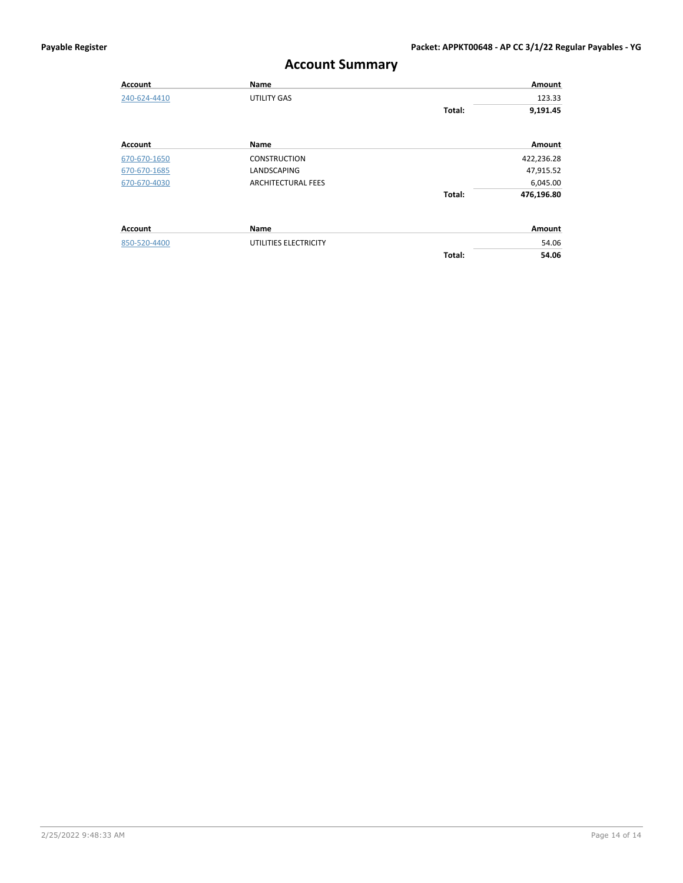## Account Summary

| Account | Name | | Amount |
|---|---|---|---|
| 240-624-4410 | UTILITY GAS | | 123.33 |
| | | **Total:** | **9,191.45** |

| Account | Name | | Amount |
|---|---|---|---|
| 670-670-1650 | CONSTRUCTION | | 422,236.28 |
| 670-670-1685 | LANDSCAPING | | 47,915.52 |
| 670-670-4030 | ARCHITECTURAL FEES | | 6,045.00 |
| | | **Total:** | **476,196.80** |

| Account | Name | | Amount |
|---|---|---|---|
| 850-520-4400 | UTILITIES ELECTRICITY | | 54.06 |
| | | **Total:** | **54.06** |